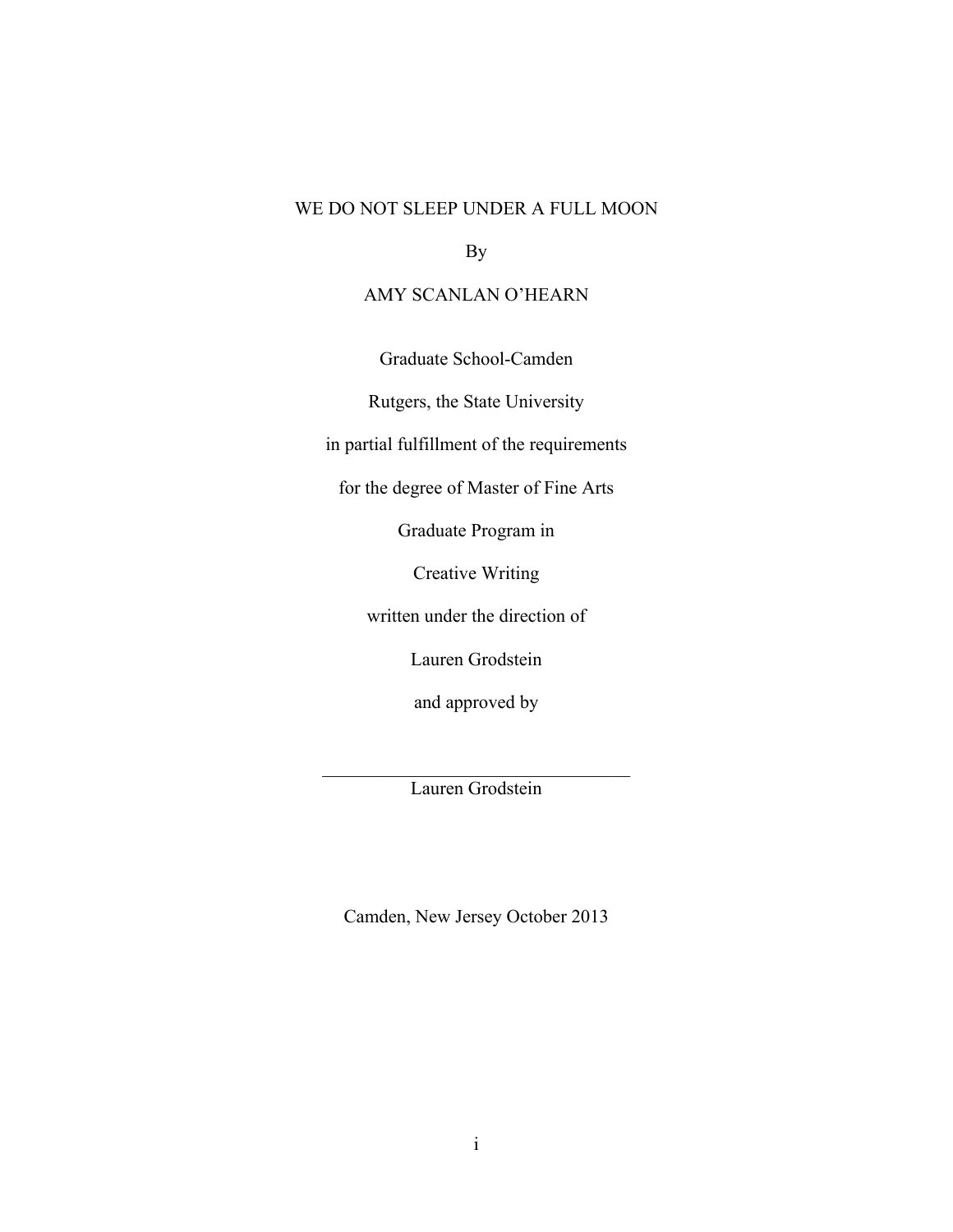# WE DO NOT SLEEP UNDER A FULL MOON

By

AMY SCANLAN O'HEARN

Graduate School-Camden

Rutgers, the State University

in partial fulfillment of the requirements

for the degree of Master of Fine Arts

Graduate Program in

Creative Writing

written under the direction of

Lauren Grodstein

and approved by

\_\_\_\_\_\_\_\_\_\_\_\_\_\_\_\_\_\_\_\_\_\_\_\_\_\_\_\_\_\_\_\_\_\_\_

Lauren Grodstein

Camden, New Jersey October 2013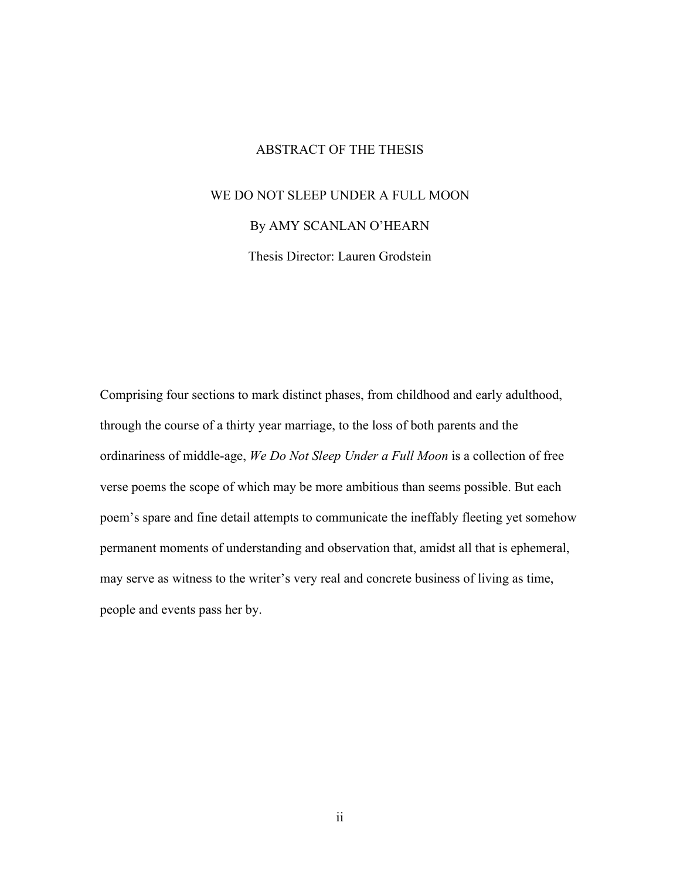# ABSTRACT OF THE THESIS

## WE DO NOT SLEEP UNDER A FULL MOON

By AMY SCANLAN O'HEARN

Thesis Director: Lauren Grodstein

Comprising four sections to mark distinct phases, from childhood and early adulthood, through the course of a thirty year marriage, to the loss of both parents and the ordinariness of middle-age, *We Do Not Sleep Under a Full Moon* is a collection of free verse poems the scope of which may be more ambitious than seems possible. But each poem's spare and fine detail attempts to communicate the ineffably fleeting yet somehow permanent moments of understanding and observation that, amidst all that is ephemeral, may serve as witness to the writer's very real and concrete business of living as time, people and events pass her by.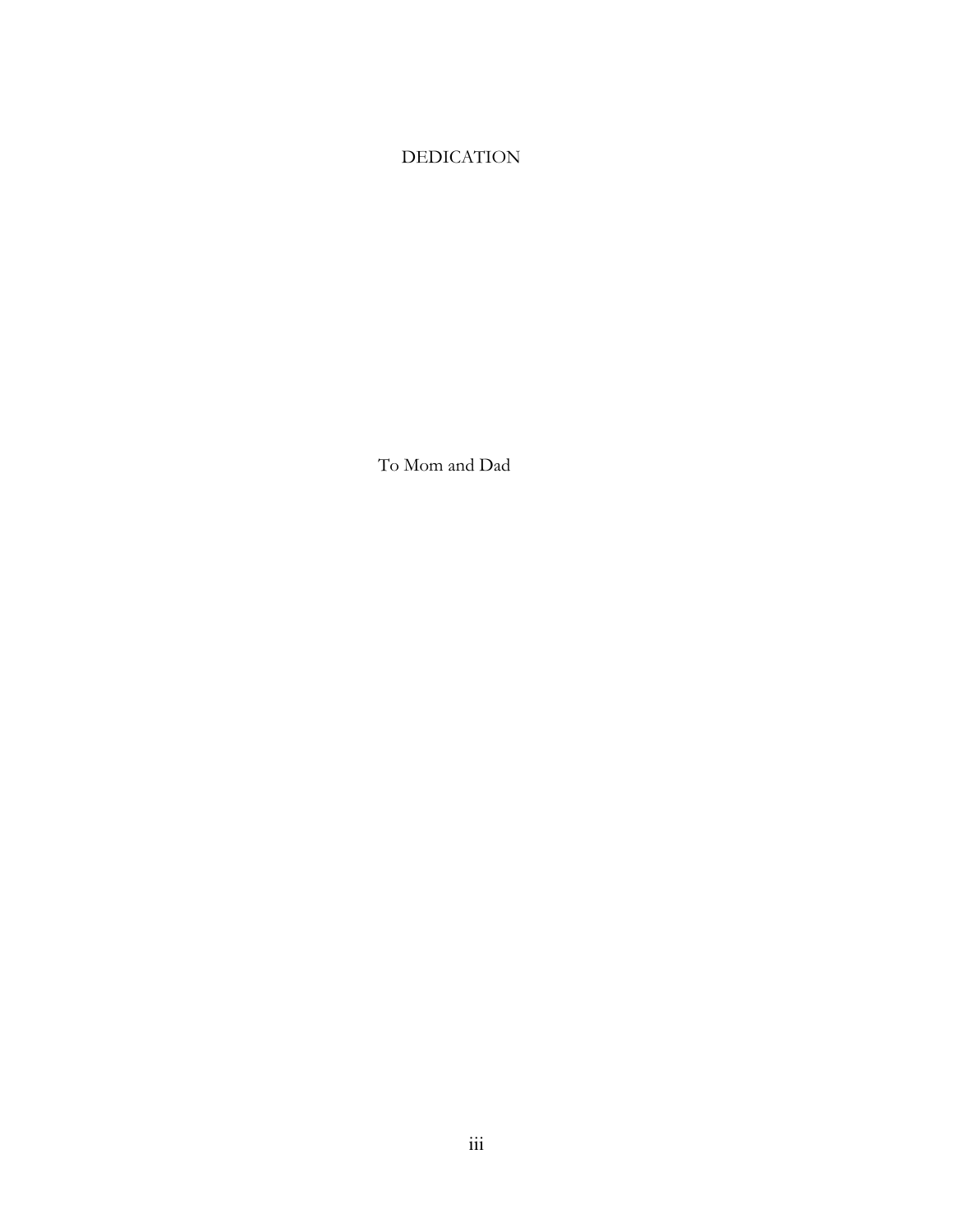# DEDICATION

To Mom and Dad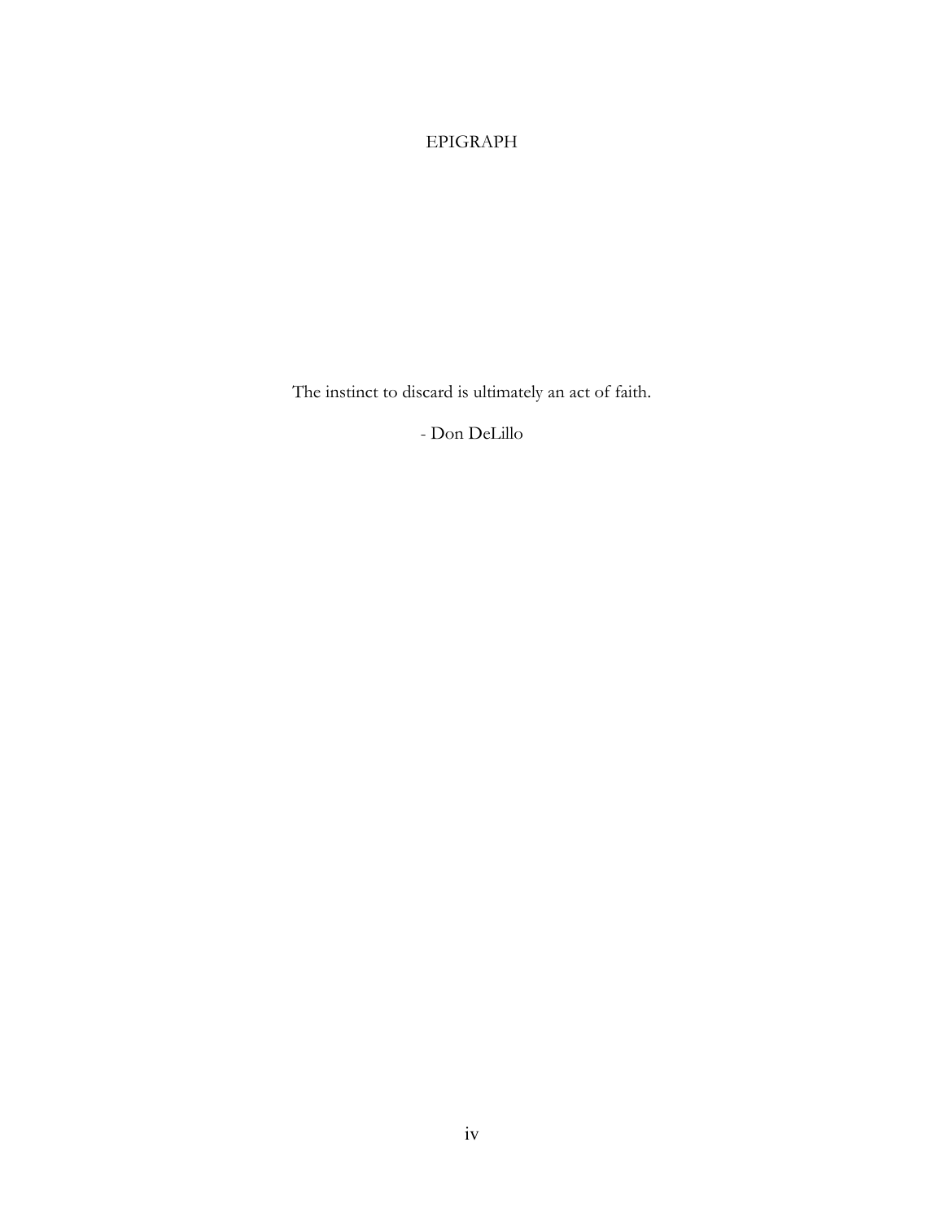# EPIGRAPH

The instinct to discard is ultimately an act of faith.

- Don DeLillo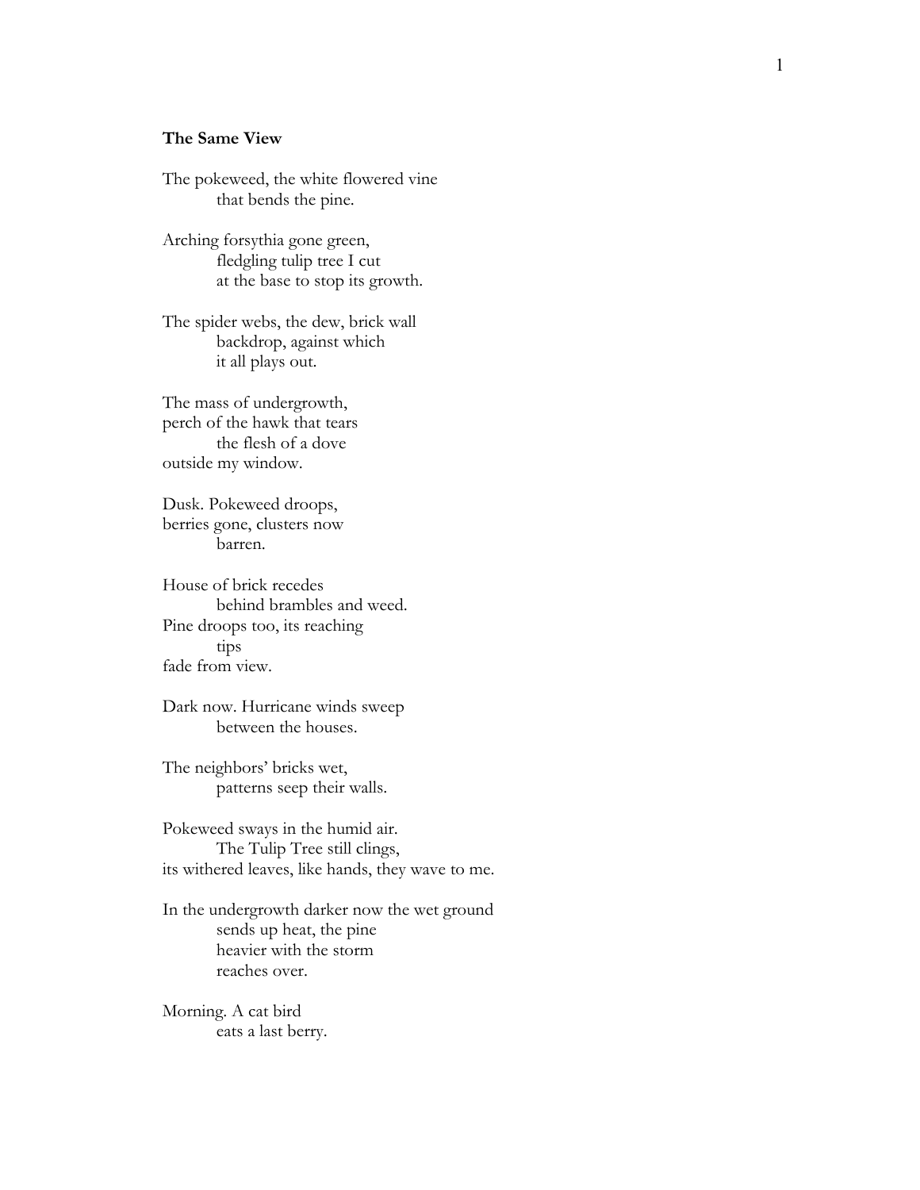**The Same View**

The pokeweed, the white flowered vine  
&nbsp;&nbsp;&nbsp;&nbsp;&nbsp;&nbsp;&nbsp;&nbsp;that bends the pine.

Arching forsythia gone green,  
&nbsp;&nbsp;&nbsp;&nbsp;&nbsp;&nbsp;&nbsp;&nbsp;fledgling tulip tree I cut  
&nbsp;&nbsp;&nbsp;&nbsp;&nbsp;&nbsp;&nbsp;&nbsp;at the base to stop its growth.

The spider webs, the dew, brick wall  
&nbsp;&nbsp;&nbsp;&nbsp;&nbsp;&nbsp;&nbsp;&nbsp;backdrop, against which  
&nbsp;&nbsp;&nbsp;&nbsp;&nbsp;&nbsp;&nbsp;&nbsp;it all plays out.

The mass of undergrowth,  
perch of the hawk that tears  
&nbsp;&nbsp;&nbsp;&nbsp;&nbsp;&nbsp;&nbsp;&nbsp;the flesh of a dove  
outside my window.

Dusk. Pokeweed droops,  
berries gone, clusters now  
&nbsp;&nbsp;&nbsp;&nbsp;&nbsp;&nbsp;&nbsp;&nbsp;barren.

House of brick recedes  
&nbsp;&nbsp;&nbsp;&nbsp;&nbsp;&nbsp;&nbsp;&nbsp;behind brambles and weed.  
Pine droops too, its reaching  
&nbsp;&nbsp;&nbsp;&nbsp;&nbsp;&nbsp;&nbsp;&nbsp;tips  
fade from view.

Dark now. Hurricane winds sweep  
&nbsp;&nbsp;&nbsp;&nbsp;&nbsp;&nbsp;&nbsp;&nbsp;between the houses.

The neighbors' bricks wet,  
&nbsp;&nbsp;&nbsp;&nbsp;&nbsp;&nbsp;&nbsp;&nbsp;patterns seep their walls.

Pokeweed sways in the humid air.  
&nbsp;&nbsp;&nbsp;&nbsp;&nbsp;&nbsp;&nbsp;&nbsp;The Tulip Tree still clings,  
its withered leaves, like hands, they wave to me.

In the undergrowth darker now the wet ground  
&nbsp;&nbsp;&nbsp;&nbsp;&nbsp;&nbsp;&nbsp;&nbsp;sends up heat, the pine  
&nbsp;&nbsp;&nbsp;&nbsp;&nbsp;&nbsp;&nbsp;&nbsp;heavier with the storm  
&nbsp;&nbsp;&nbsp;&nbsp;&nbsp;&nbsp;&nbsp;&nbsp;reaches over.

Morning. A cat bird  
&nbsp;&nbsp;&nbsp;&nbsp;&nbsp;&nbsp;&nbsp;&nbsp;eats a last berry.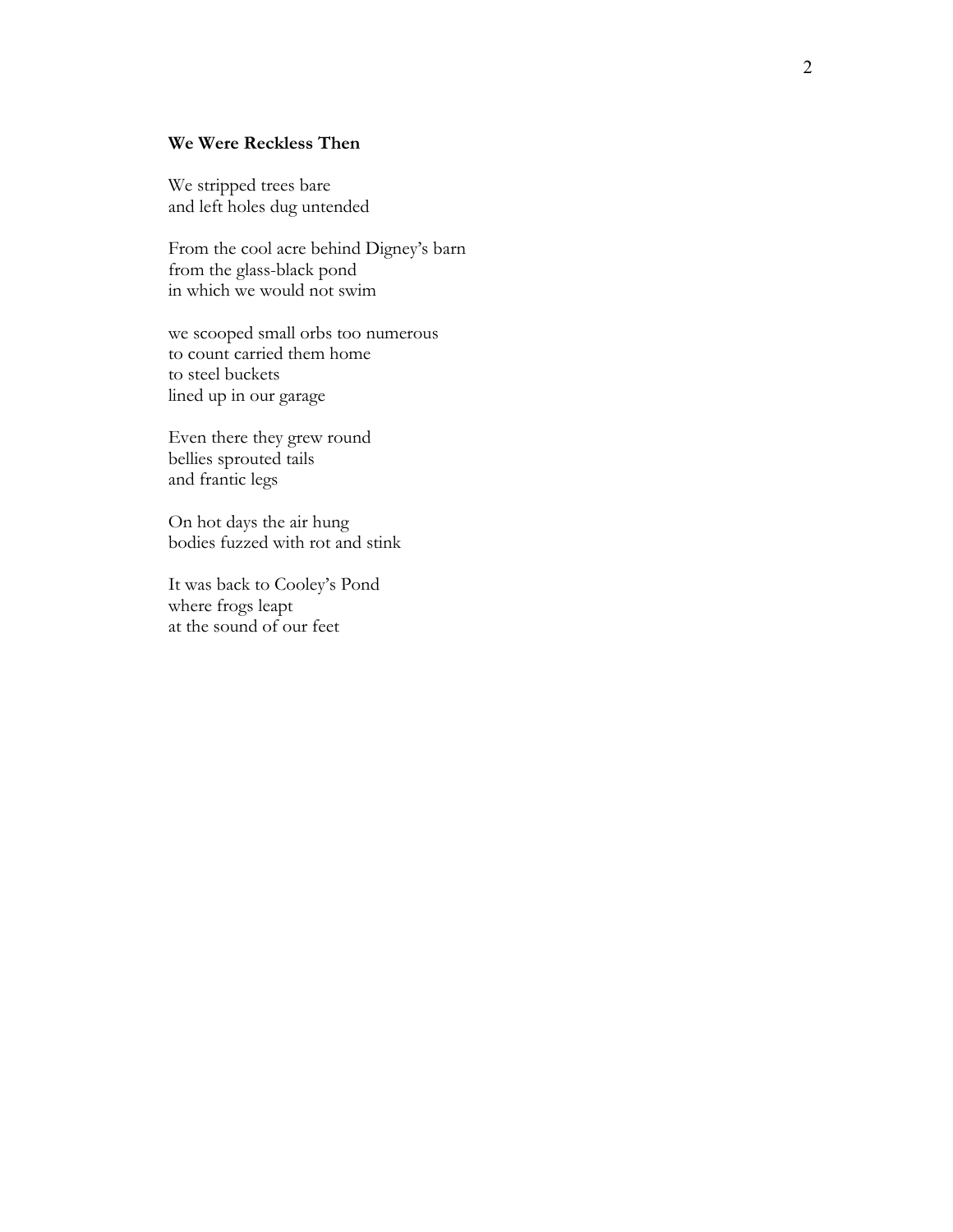**We Were Reckless Then**

We stripped trees bare  
and left holes dug untended

From the cool acre behind Digney's barn  
from the glass-black pond  
in which we would not swim

we scooped small orbs too numerous  
to count carried them home  
to steel buckets  
lined up in our garage

Even there they grew round  
bellies sprouted tails  
and frantic legs

On hot days the air hung  
bodies fuzzed with rot and stink

It was back to Cooley's Pond  
where frogs leapt  
at the sound of our feet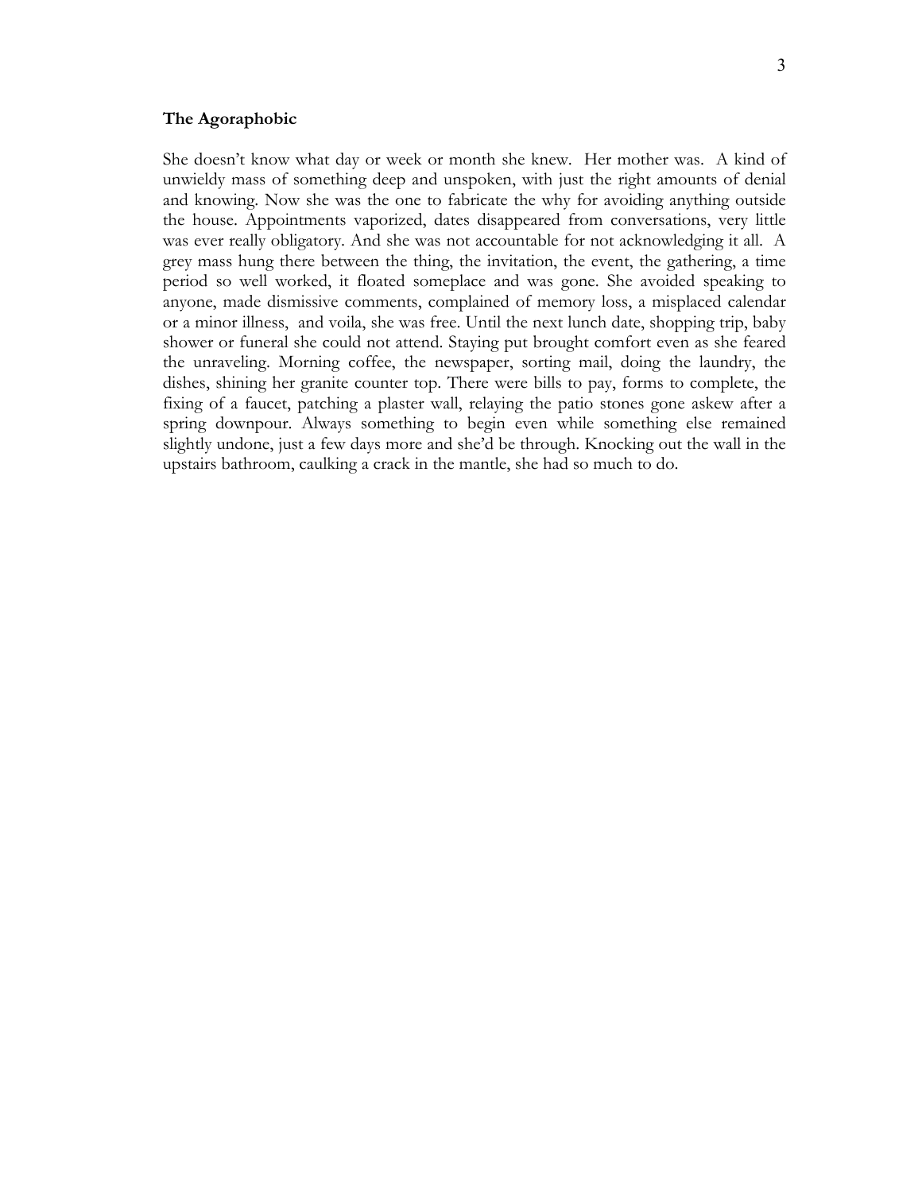**The Agoraphobic**

She doesn't know what day or week or month she knew. Her mother was. A kind of unwieldy mass of something deep and unspoken, with just the right amounts of denial and knowing. Now she was the one to fabricate the why for avoiding anything outside the house. Appointments vaporized, dates disappeared from conversations, very little was ever really obligatory. And she was not accountable for not acknowledging it all. A grey mass hung there between the thing, the invitation, the event, the gathering, a time period so well worked, it floated someplace and was gone. She avoided speaking to anyone, made dismissive comments, complained of memory loss, a misplaced calendar or a minor illness, and voila, she was free. Until the next lunch date, shopping trip, baby shower or funeral she could not attend. Staying put brought comfort even as she feared the unraveling. Morning coffee, the newspaper, sorting mail, doing the laundry, the dishes, shining her granite counter top. There were bills to pay, forms to complete, the fixing of a faucet, patching a plaster wall, relaying the patio stones gone askew after a spring downpour. Always something to begin even while something else remained slightly undone, just a few days more and she'd be through. Knocking out the wall in the upstairs bathroom, caulking a crack in the mantle, she had so much to do.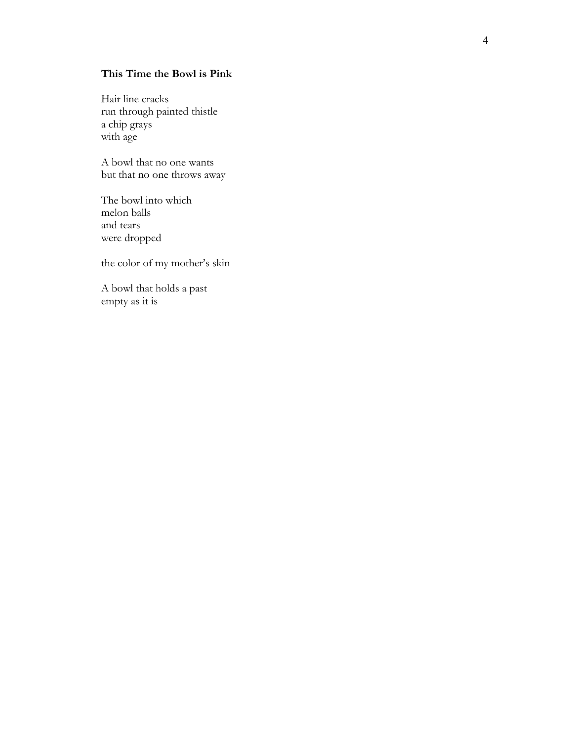**This Time the Bowl is Pink**

Hair line cracks  
run through painted thistle  
a chip grays  
with age

A bowl that no one wants  
but that no one throws away

The bowl into which  
melon balls  
and tears  
were dropped

the color of my mother's skin

A bowl that holds a past  
empty as it is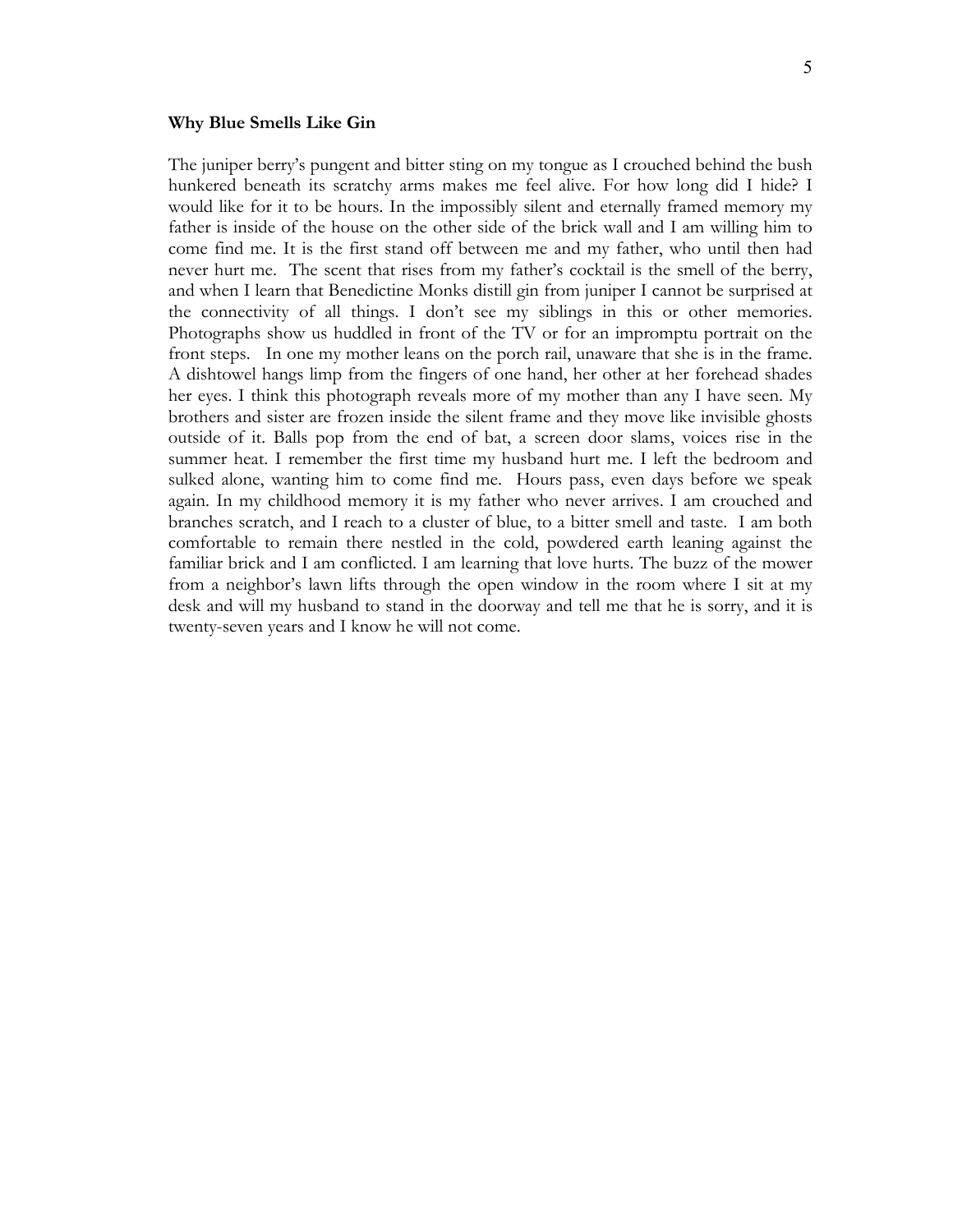**Why Blue Smells Like Gin**

The juniper berry's pungent and bitter sting on my tongue as I crouched behind the bush hunkered beneath its scratchy arms makes me feel alive. For how long did I hide? I would like for it to be hours. In the impossibly silent and eternally framed memory my father is inside of the house on the other side of the brick wall and I am willing him to come find me. It is the first stand off between me and my father, who until then had never hurt me. The scent that rises from my father's cocktail is the smell of the berry, and when I learn that Benedictine Monks distill gin from juniper I cannot be surprised at the connectivity of all things. I don't see my siblings in this or other memories. Photographs show us huddled in front of the TV or for an impromptu portrait on the front steps. In one my mother leans on the porch rail, unaware that she is in the frame. A dishtowel hangs limp from the fingers of one hand, her other at her forehead shades her eyes. I think this photograph reveals more of my mother than any I have seen. My brothers and sister are frozen inside the silent frame and they move like invisible ghosts outside of it. Balls pop from the end of bat, a screen door slams, voices rise in the summer heat. I remember the first time my husband hurt me. I left the bedroom and sulked alone, wanting him to come find me. Hours pass, even days before we speak again. In my childhood memory it is my father who never arrives. I am crouched and branches scratch, and I reach to a cluster of blue, to a bitter smell and taste. I am both comfortable to remain there nestled in the cold, powdered earth leaning against the familiar brick and I am conflicted. I am learning that love hurts. The buzz of the mower from a neighbor's lawn lifts through the open window in the room where I sit at my desk and will my husband to stand in the doorway and tell me that he is sorry, and it is twenty-seven years and I know he will not come.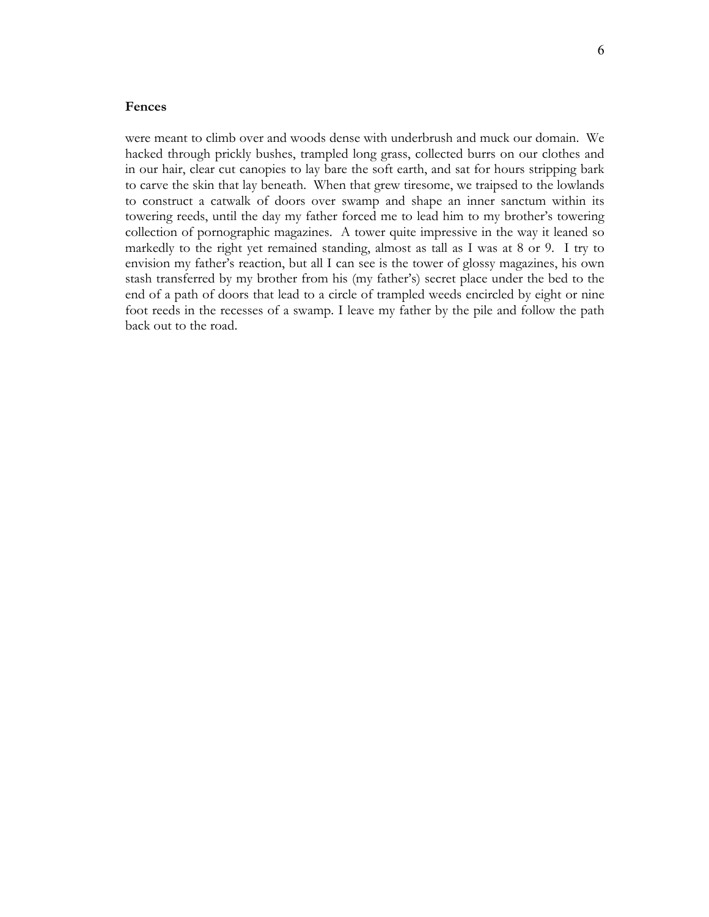**Fences**

were meant to climb over and woods dense with underbrush and muck our domain. We hacked through prickly bushes, trampled long grass, collected burrs on our clothes and in our hair, clear cut canopies to lay bare the soft earth, and sat for hours stripping bark to carve the skin that lay beneath. When that grew tiresome, we traipsed to the lowlands to construct a catwalk of doors over swamp and shape an inner sanctum within its towering reeds, until the day my father forced me to lead him to my brother's towering collection of pornographic magazines. A tower quite impressive in the way it leaned so markedly to the right yet remained standing, almost as tall as I was at 8 or 9. I try to envision my father's reaction, but all I can see is the tower of glossy magazines, his own stash transferred by my brother from his (my father's) secret place under the bed to the end of a path of doors that lead to a circle of trampled weeds encircled by eight or nine foot reeds in the recesses of a swamp. I leave my father by the pile and follow the path back out to the road.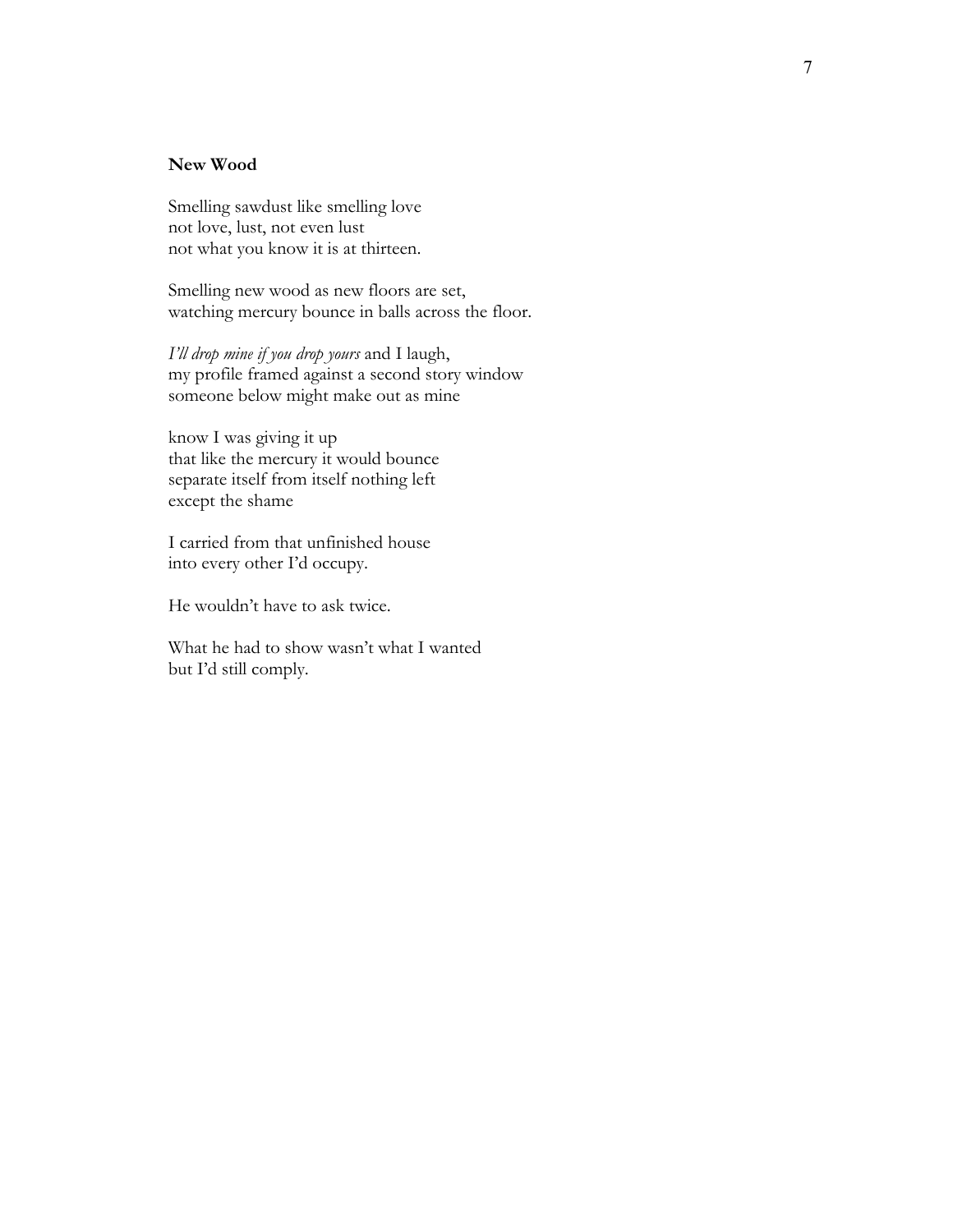**New Wood**

Smelling sawdust like smelling love  
not love, lust, not even lust  
not what you know it is at thirteen.

Smelling new wood as new floors are set,  
watching mercury bounce in balls across the floor.

*I'll drop mine if you drop yours* and I laugh,  
my profile framed against a second story window  
someone below might make out as mine

know I was giving it up  
that like the mercury it would bounce  
separate itself from itself nothing left  
except the shame

I carried from that unfinished house  
into every other I'd occupy.

He wouldn't have to ask twice.

What he had to show wasn't what I wanted  
but I'd still comply.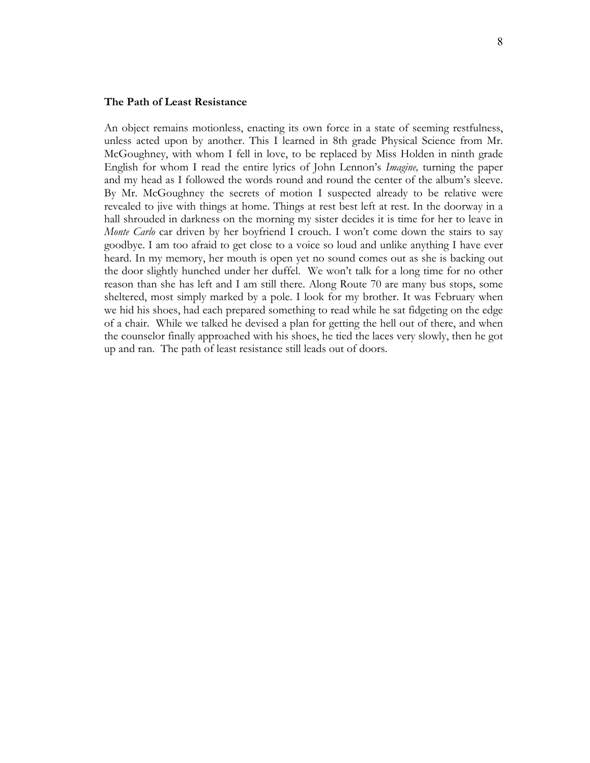**The Path of Least Resistance**

An object remains motionless, enacting its own force in a state of seeming restfulness, unless acted upon by another. This I learned in 8th grade Physical Science from Mr. McGoughney, with whom I fell in love, to be replaced by Miss Holden in ninth grade English for whom I read the entire lyrics of John Lennon's *Imagine,* turning the paper and my head as I followed the words round and round the center of the album's sleeve. By Mr. McGoughney the secrets of motion I suspected already to be relative were revealed to jive with things at home. Things at rest best left at rest. In the doorway in a hall shrouded in darkness on the morning my sister decides it is time for her to leave in *Monte Carlo* car driven by her boyfriend I crouch. I won't come down the stairs to say goodbye. I am too afraid to get close to a voice so loud and unlike anything I have ever heard. In my memory, her mouth is open yet no sound comes out as she is backing out the door slightly hunched under her duffel. We won't talk for a long time for no other reason than she has left and I am still there. Along Route 70 are many bus stops, some sheltered, most simply marked by a pole. I look for my brother. It was February when we hid his shoes, had each prepared something to read while he sat fidgeting on the edge of a chair. While we talked he devised a plan for getting the hell out of there, and when the counselor finally approached with his shoes, he tied the laces very slowly, then he got up and ran. The path of least resistance still leads out of doors.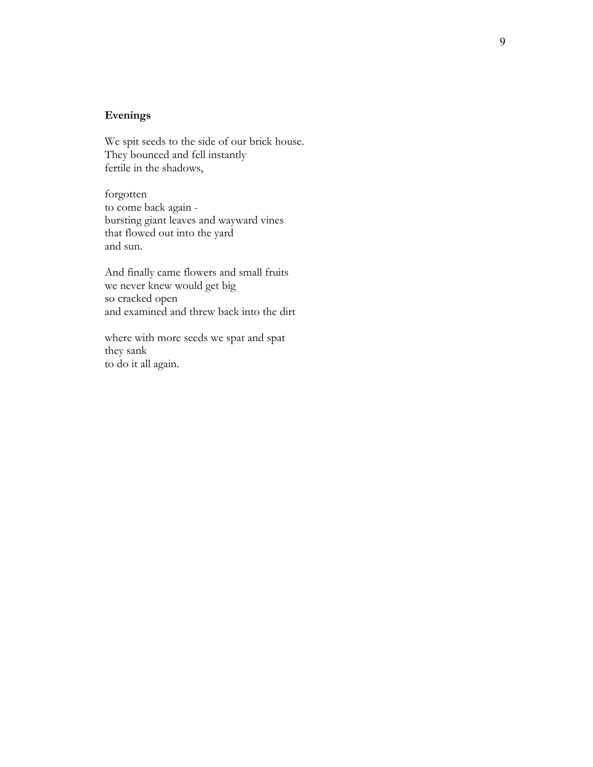**Evenings**

We spit seeds to the side of our brick house.  
They bounced and fell instantly  
fertile in the shadows,

forgotten  
to come back again -  
bursting giant leaves and wayward vines  
that flowed out into the yard  
and sun.

And finally came flowers and small fruits  
we never knew would get big  
so cracked open  
and examined and threw back into the dirt

where with more seeds we spat and spat  
they sank  
to do it all again.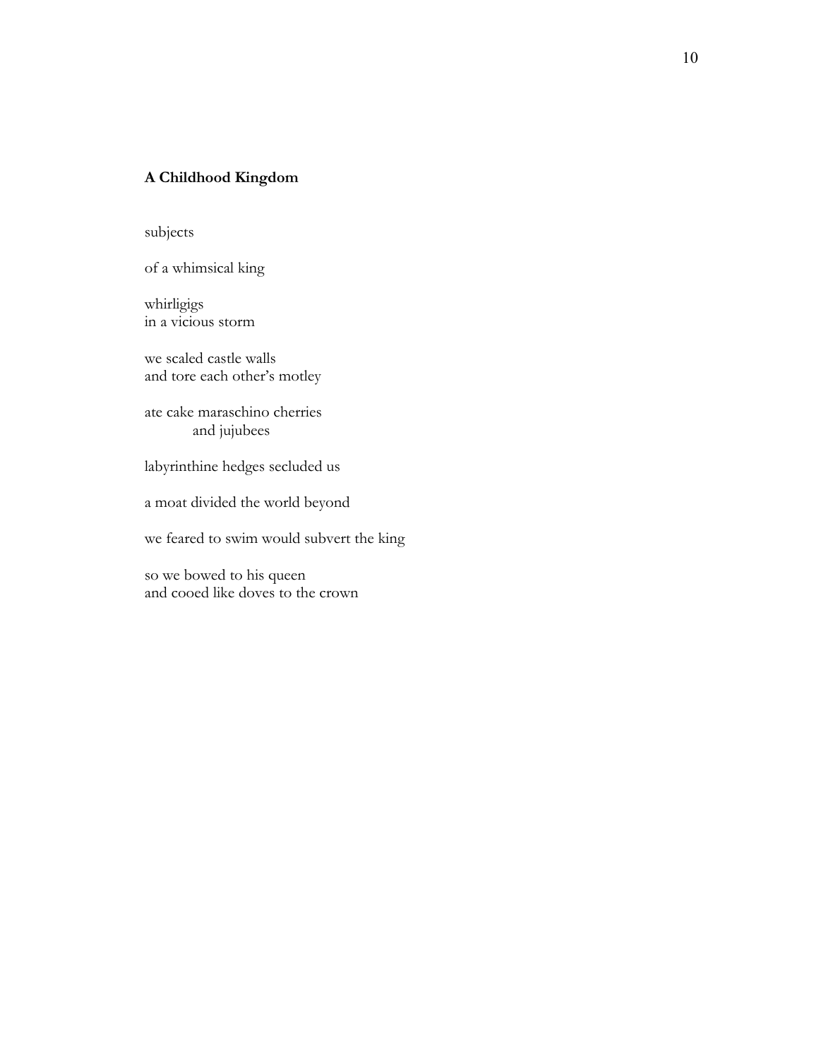**A Childhood Kingdom**

subjects

of a whimsical king

whirligigs
in a vicious storm

we scaled castle walls
and tore each other's motley

ate cake maraschino cherries
&nbsp;&nbsp;&nbsp;&nbsp;&nbsp;&nbsp;&nbsp;&nbsp;&nbsp;&nbsp;and jujubees

labyrinthine hedges secluded us

a moat divided the world beyond

we feared to swim would subvert the king

so we bowed to his queen
and cooed like doves to the crown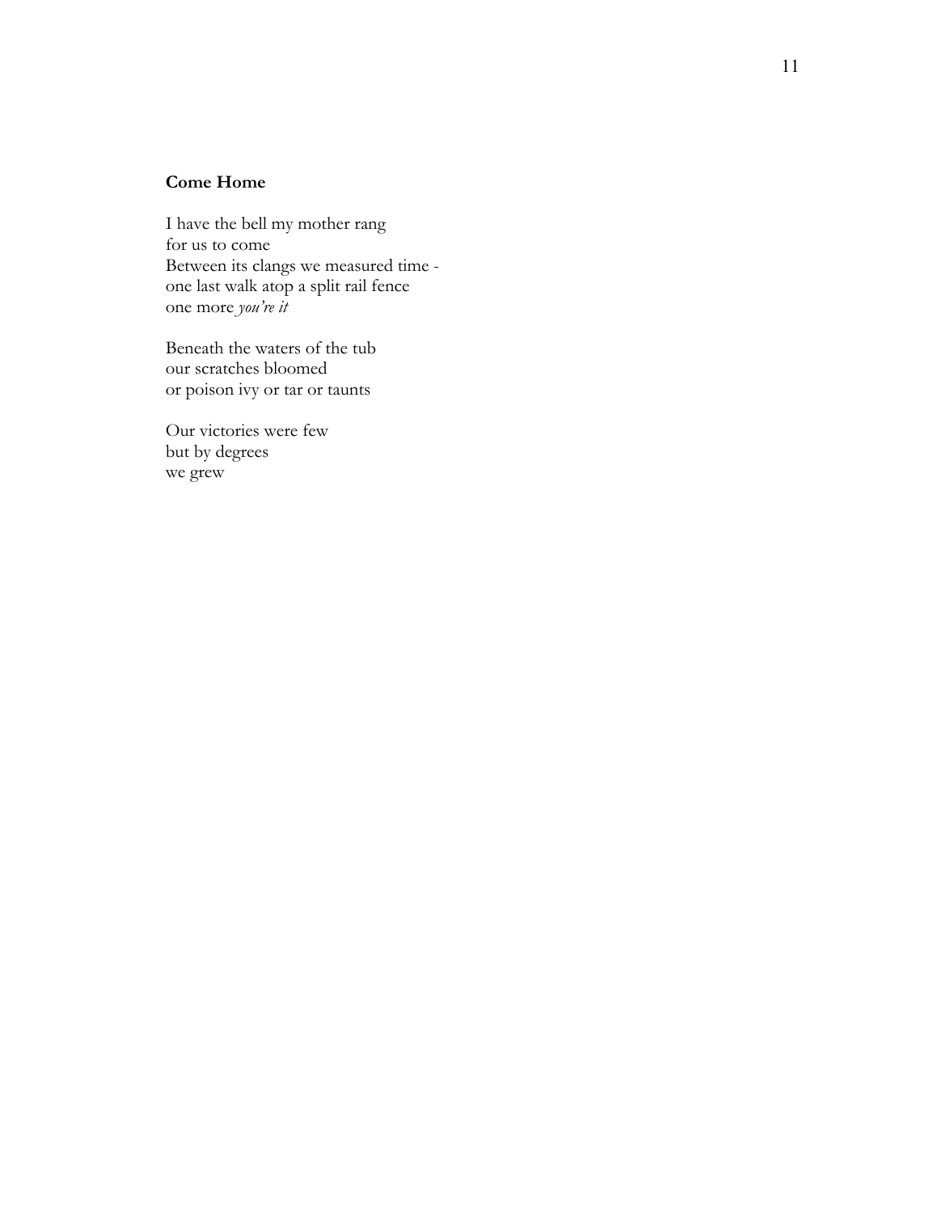**Come Home**

I have the bell my mother rang  
for us to come  
Between its clangs we measured time -  
one last walk atop a split rail fence  
one more *you're it*

Beneath the waters of the tub  
our scratches bloomed  
or poison ivy or tar or taunts

Our victories were few  
but by degrees  
we grew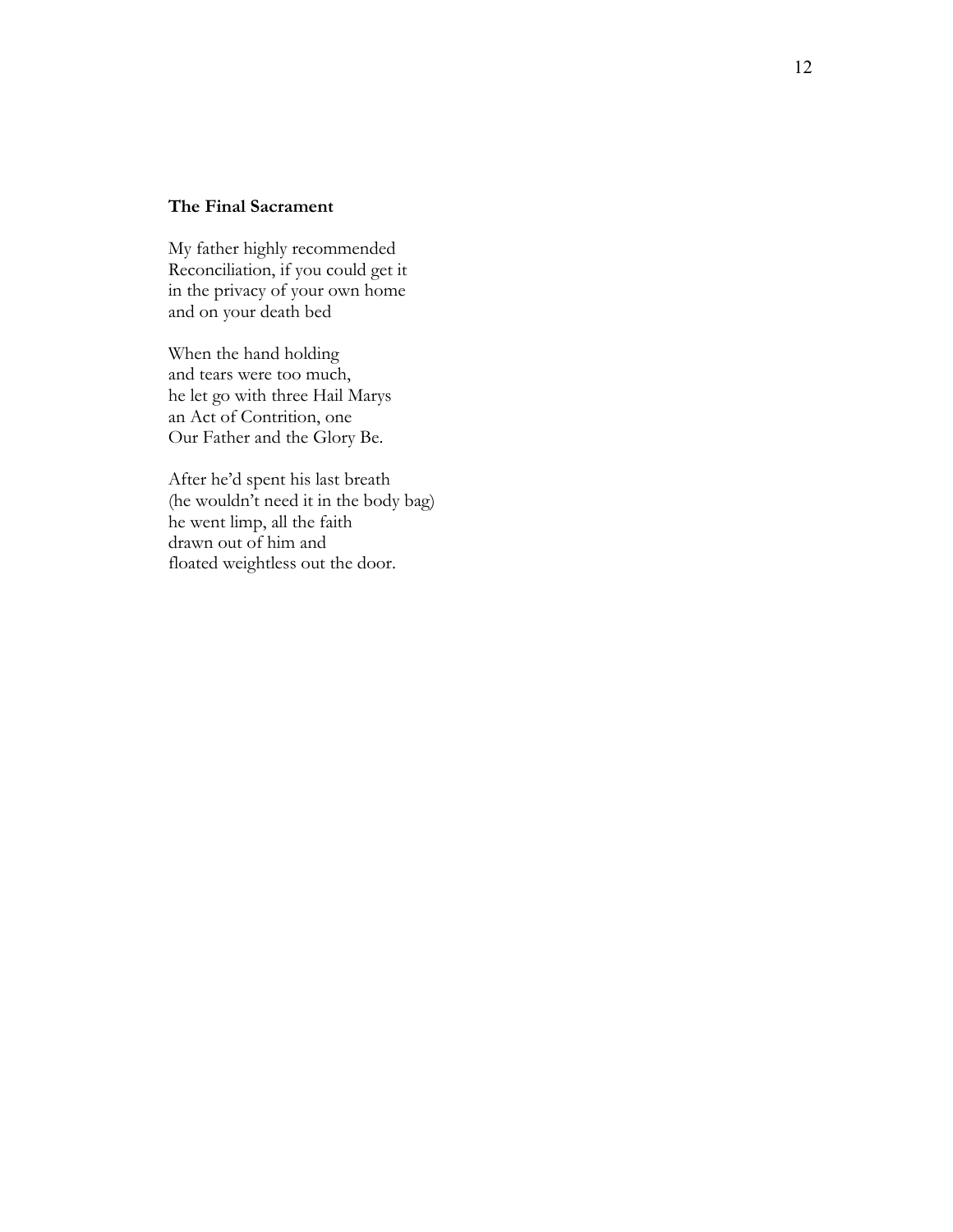**The Final Sacrament**

My father highly recommended
Reconciliation, if you could get it
in the privacy of your own home
and on your death bed

When the hand holding
and tears were too much,
he let go with three Hail Marys
an Act of Contrition, one
Our Father and the Glory Be.

After he'd spent his last breath
(he wouldn't need it in the body bag)
he went limp, all the faith
drawn out of him and
floated weightless out the door.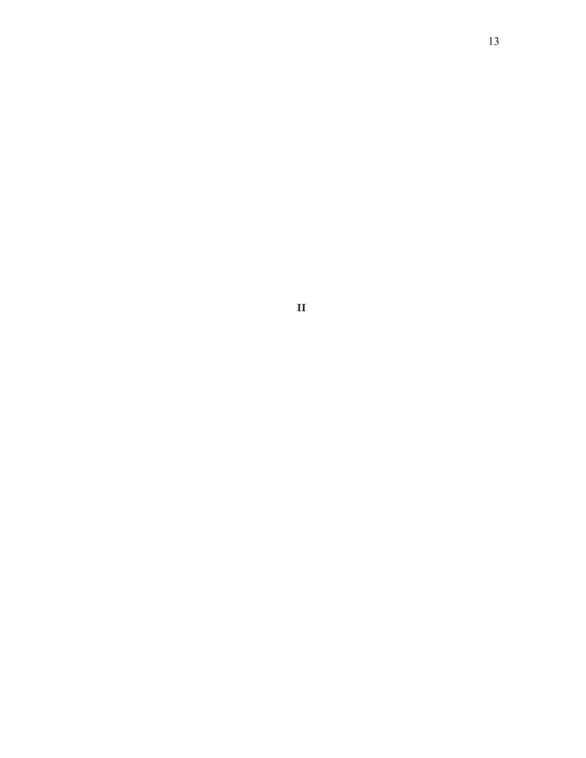# II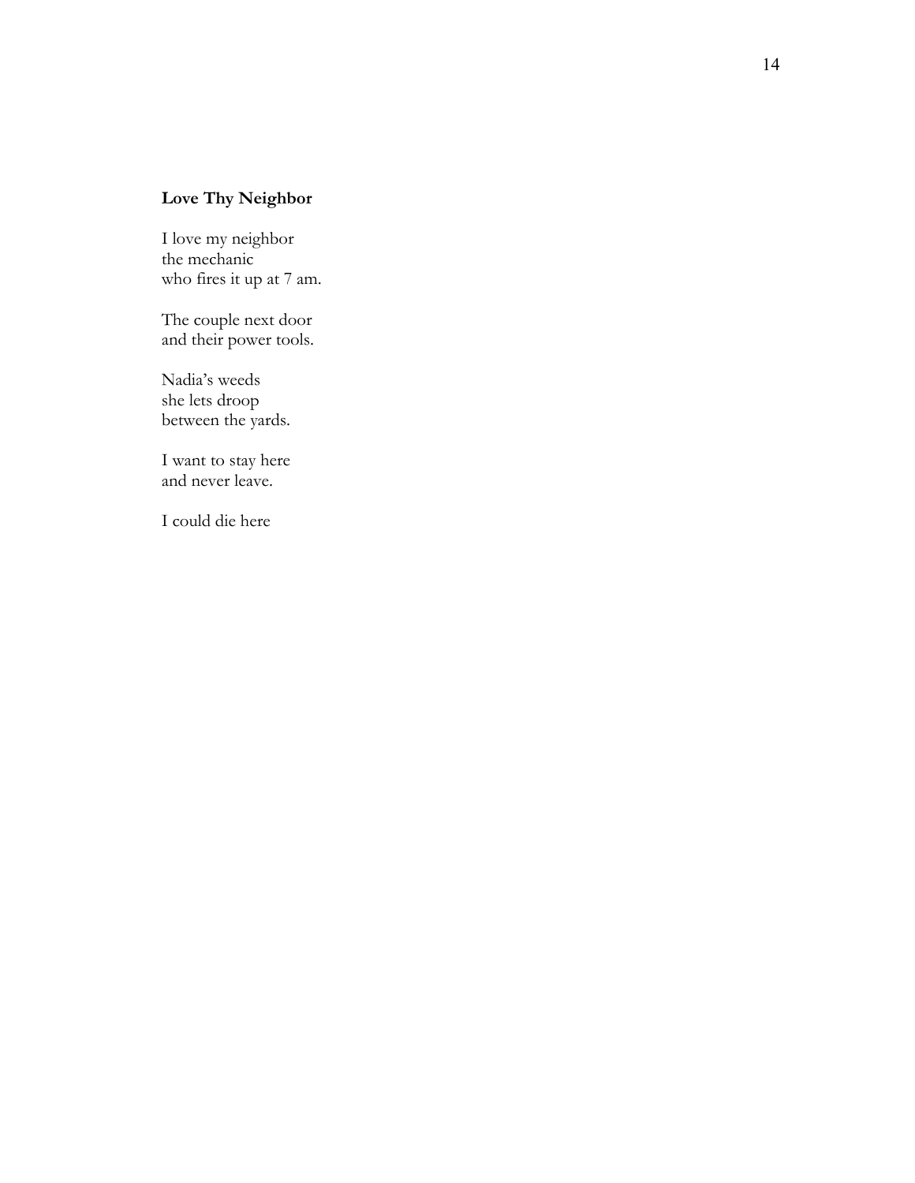## Love Thy Neighbor

I love my neighbor
the mechanic
who fires it up at 7 am.

The couple next door
and their power tools.

Nadia's weeds
she lets droop
between the yards.

I want to stay here
and never leave.

I could die here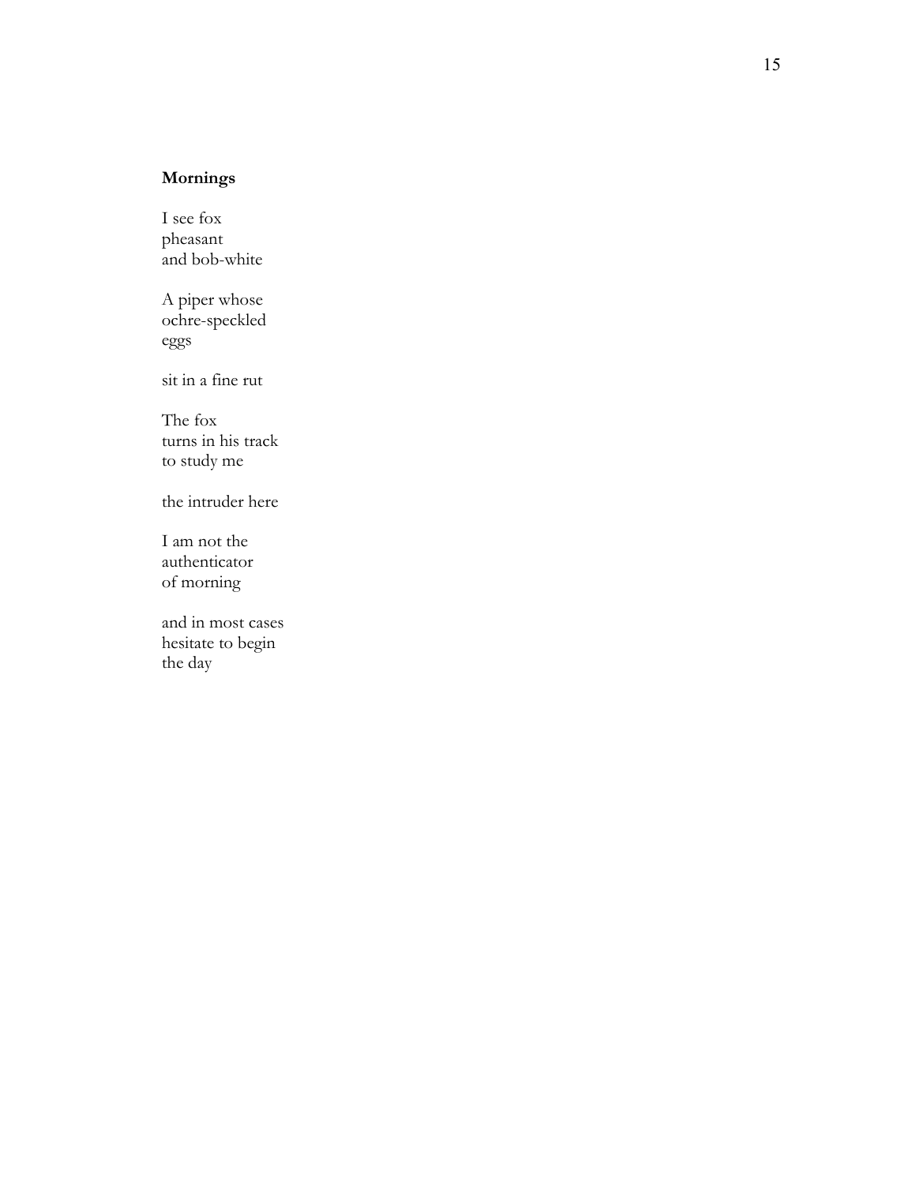**Mornings**

I see fox  
pheasant  
and bob-white

A piper whose  
ochre-speckled  
eggs

sit in a fine rut

The fox  
turns in his track  
to study me

the intruder here

I am not the  
authenticator  
of morning

and in most cases  
hesitate to begin  
the day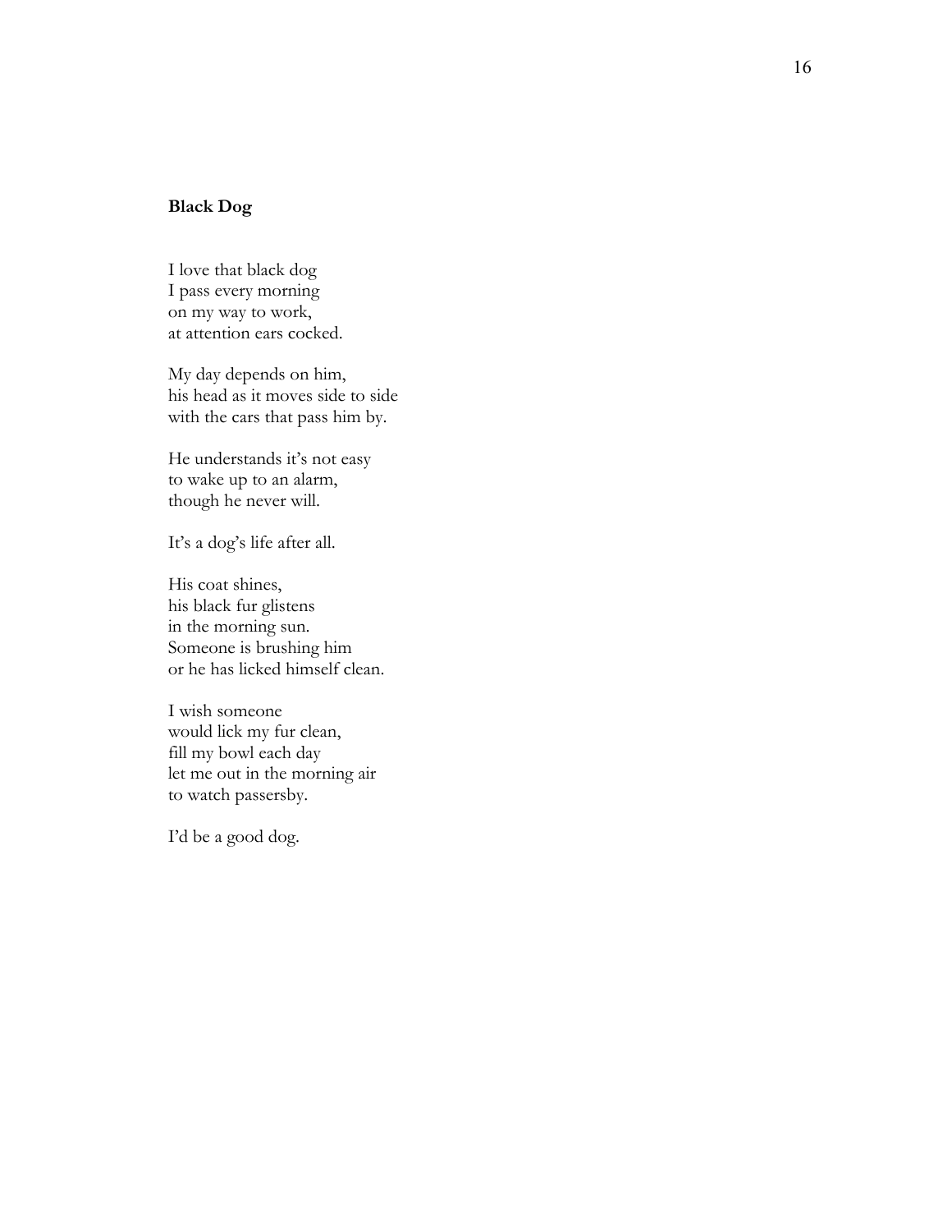**Black Dog**

I love that black dog  
I pass every morning  
on my way to work,  
at attention ears cocked.

My day depends on him,  
his head as it moves side to side  
with the cars that pass him by.

He understands it's not easy  
to wake up to an alarm,  
though he never will.

It's a dog's life after all.

His coat shines,  
his black fur glistens  
in the morning sun.  
Someone is brushing him  
or he has licked himself clean.

I wish someone  
would lick my fur clean,  
fill my bowl each day  
let me out in the morning air  
to watch passersby.

I'd be a good dog.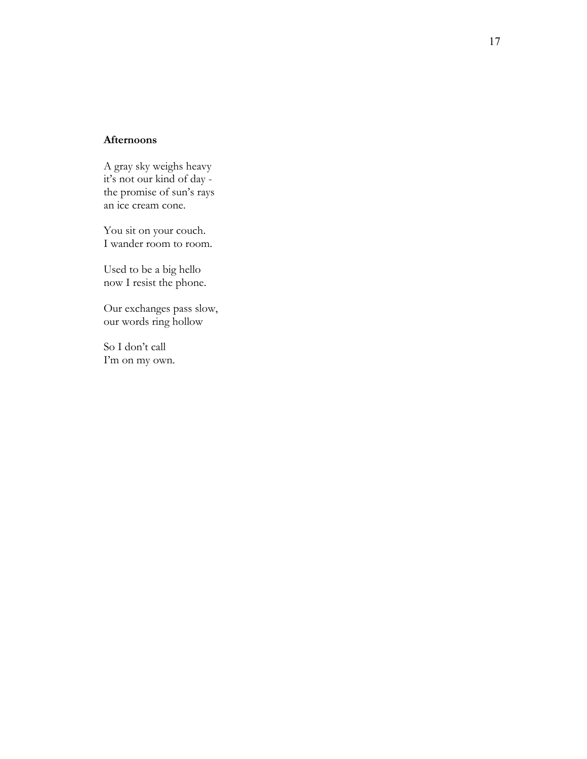**Afternoons**

A gray sky weighs heavy
it's not our kind of day -
the promise of sun's rays
an ice cream cone.

You sit on your couch.
I wander room to room.

Used to be a big hello
now I resist the phone.

Our exchanges pass slow,
our words ring hollow

So I don't call
I'm on my own.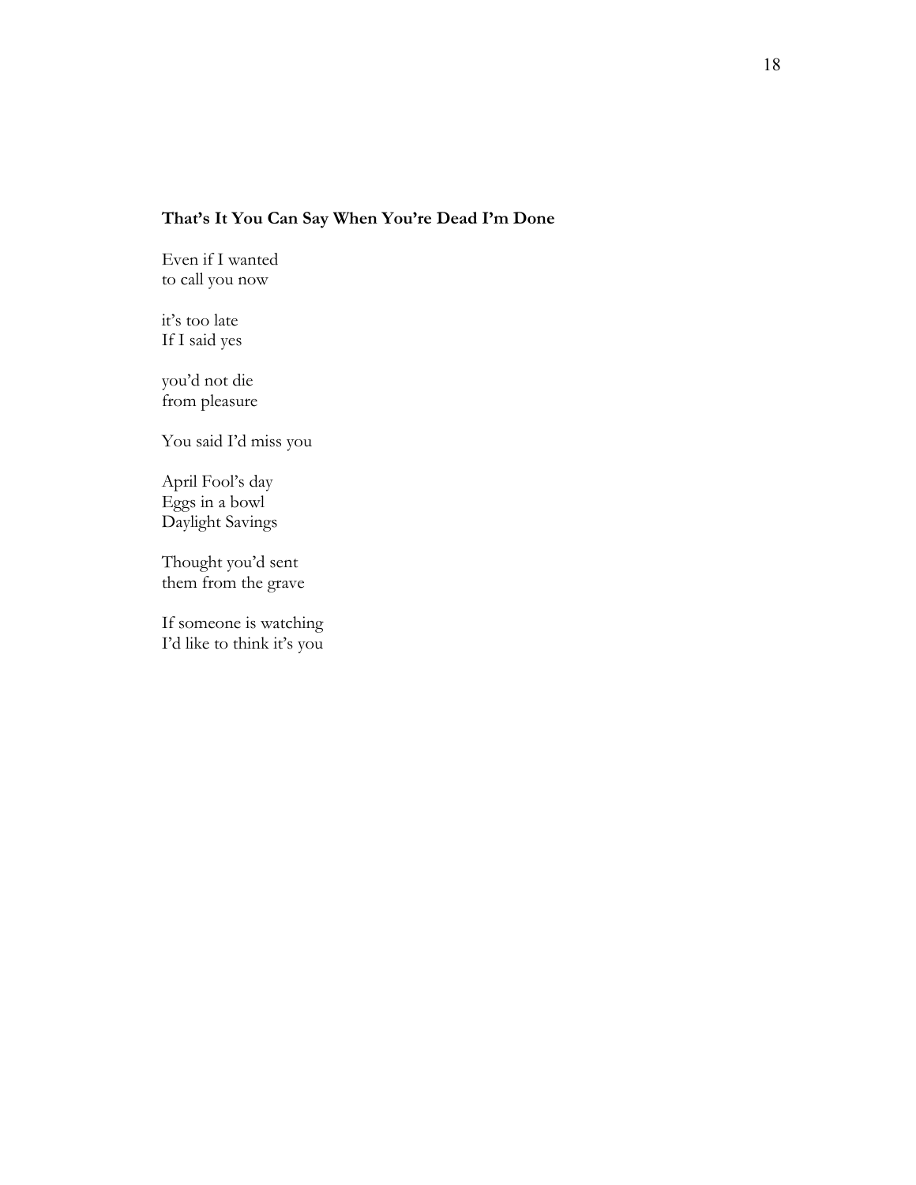**That's It You Can Say When You're Dead I'm Done**

Even if I wanted
to call you now

it's too late
If I said yes

you'd not die
from pleasure

You said I'd miss you

April Fool's day
Eggs in a bowl
Daylight Savings

Thought you'd sent
them from the grave

If someone is watching
I'd like to think it's you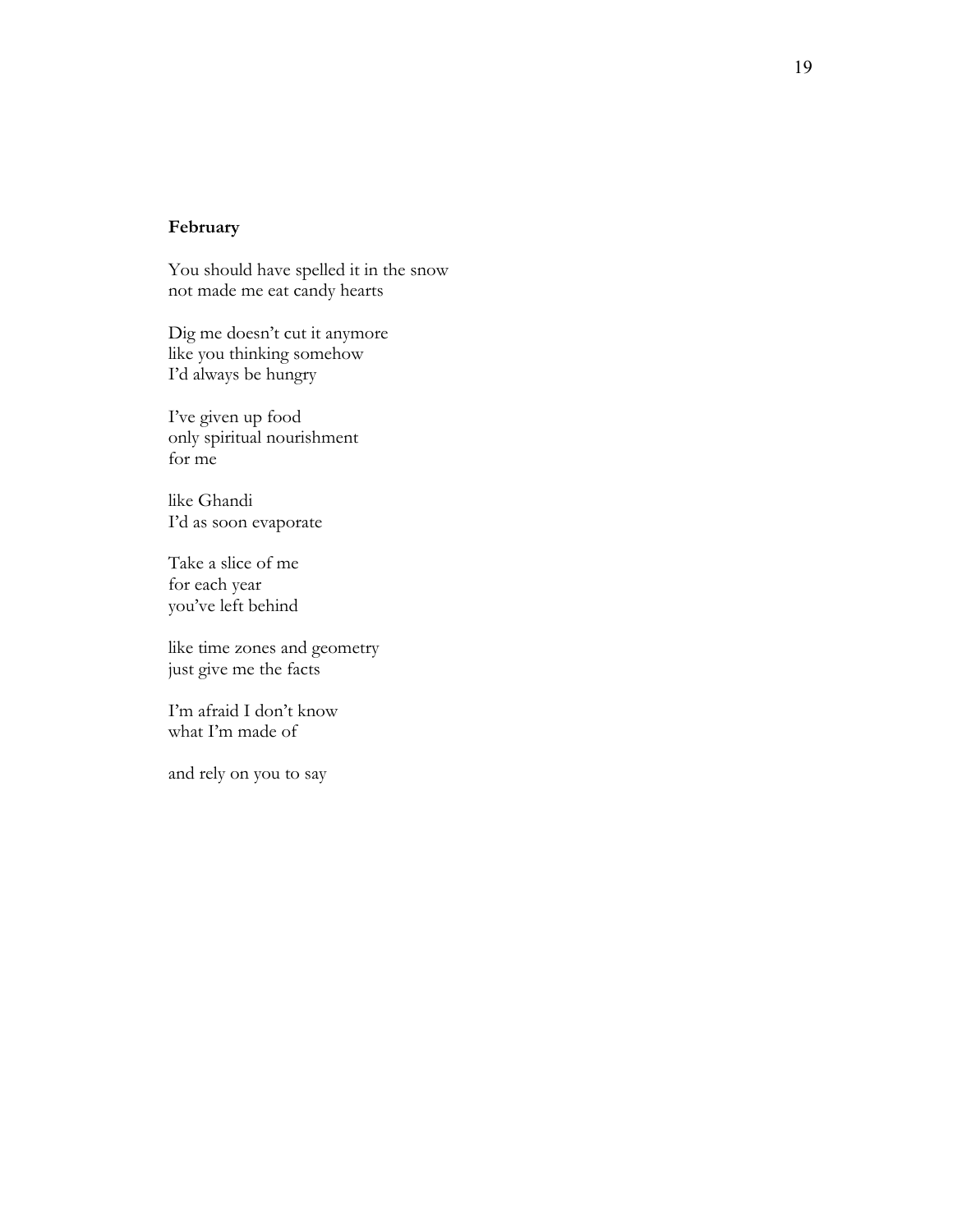## February

You should have spelled it in the snow  
not made me eat candy hearts

Dig me doesn't cut it anymore  
like you thinking somehow  
I'd always be hungry

I've given up food  
only spiritual nourishment  
for me

like Ghandi  
I'd as soon evaporate

Take a slice of me  
for each year  
you've left behind

like time zones and geometry  
just give me the facts

I'm afraid I don't know  
what I'm made of

and rely on you to say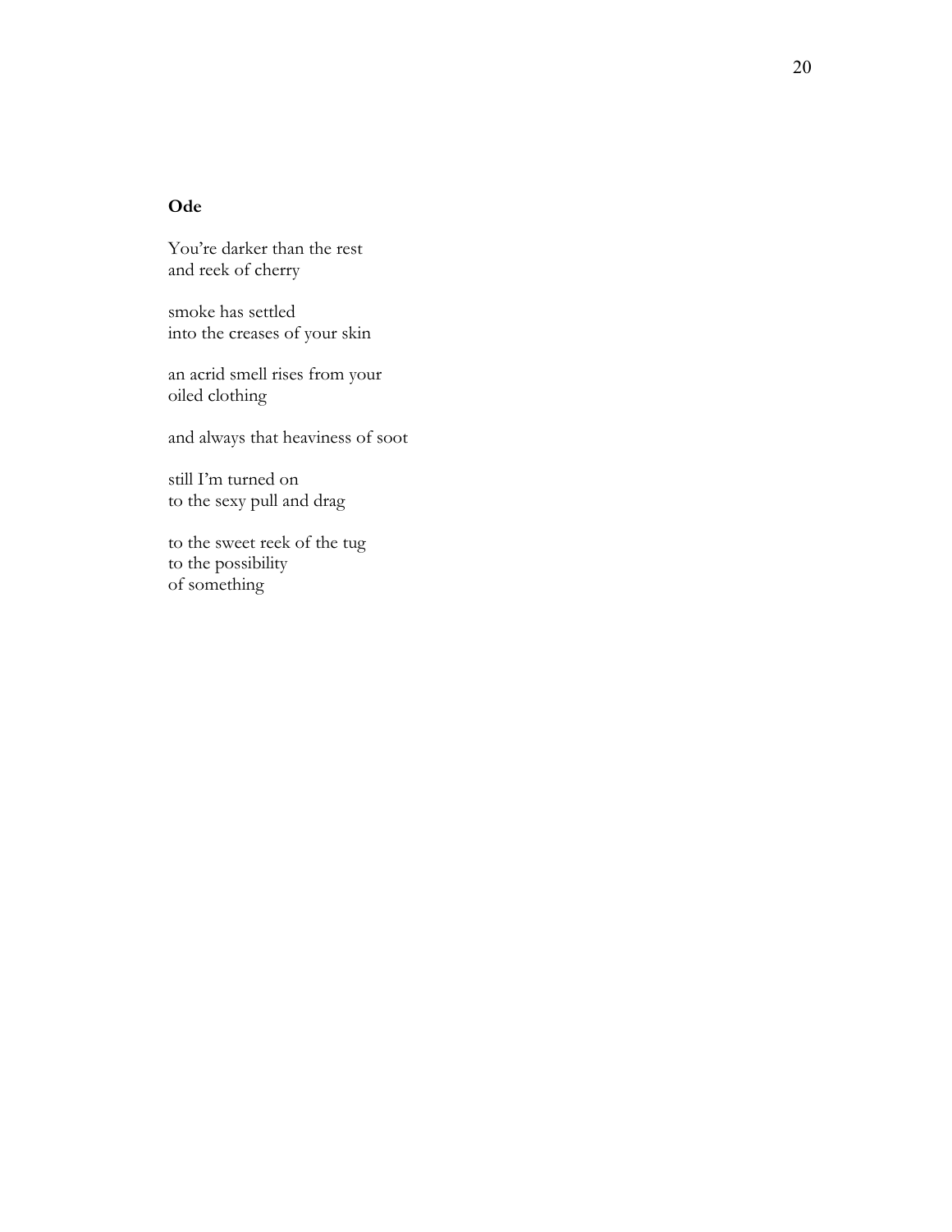## Ode

You're darker than the rest  
and reek of cherry

smoke has settled  
into the creases of your skin

an acrid smell rises from your  
oiled clothing

and always that heaviness of soot

still I'm turned on  
to the sexy pull and drag

to the sweet reek of the tug  
to the possibility  
of something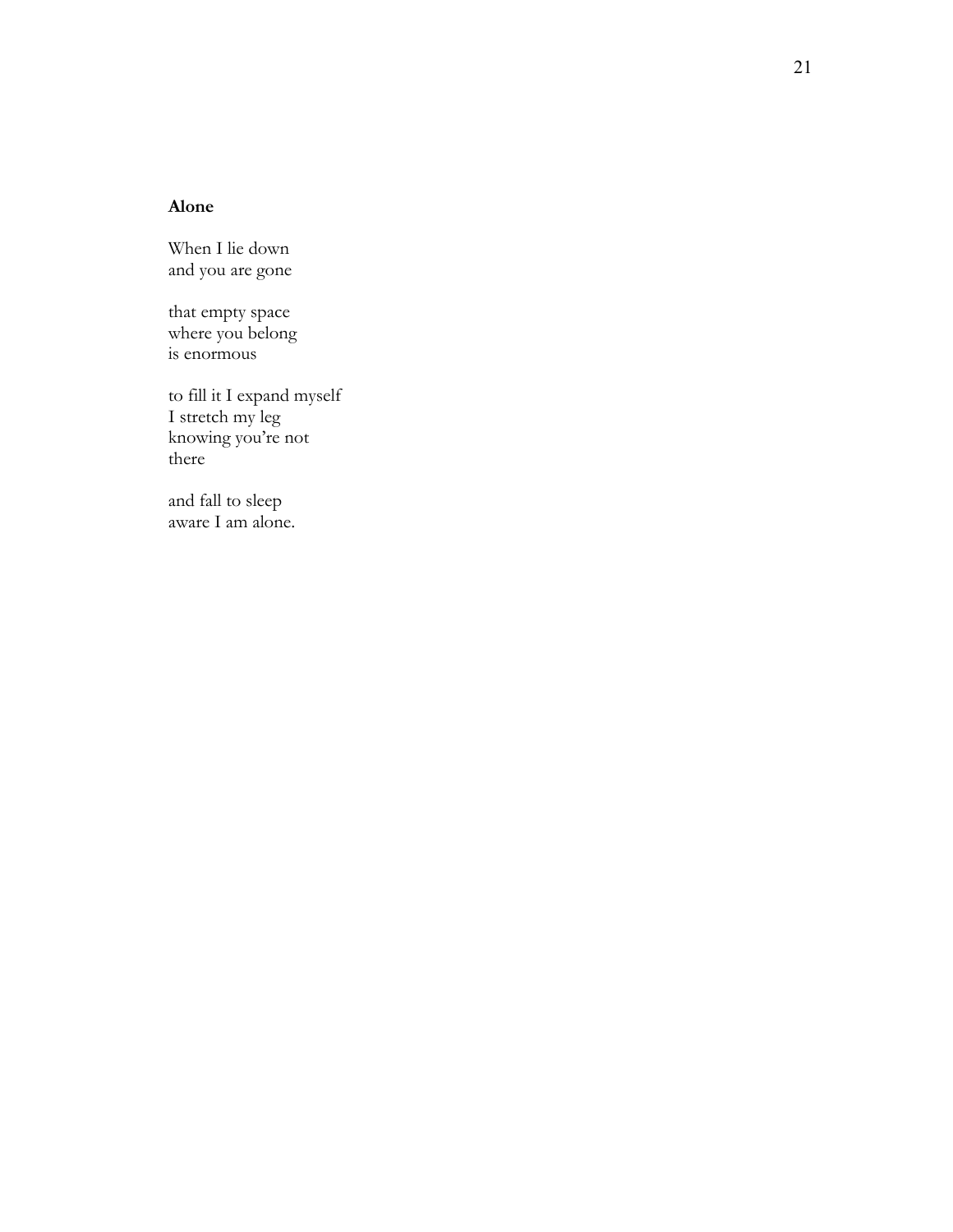**Alone**

When I lie down  
and you are gone

that empty space  
where you belong  
is enormous

to fill it I expand myself  
I stretch my leg  
knowing you're not  
there

and fall to sleep  
aware I am alone.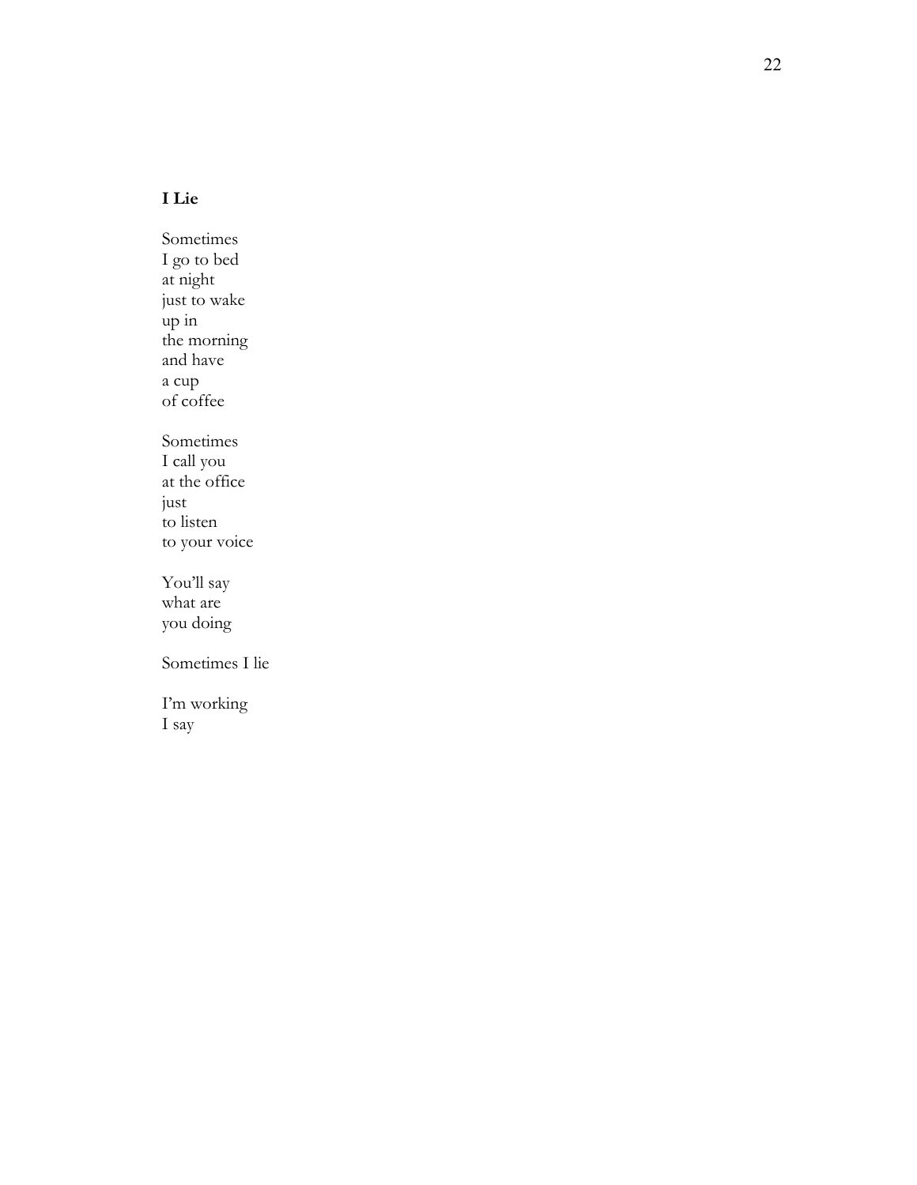### I Lie

Sometimes
I go to bed
at night
just to wake
up in
the morning
and have
a cup
of coffee

Sometimes
I call you
at the office
just
to listen
to your voice

You'll say
what are
you doing

Sometimes I lie

I'm working
I say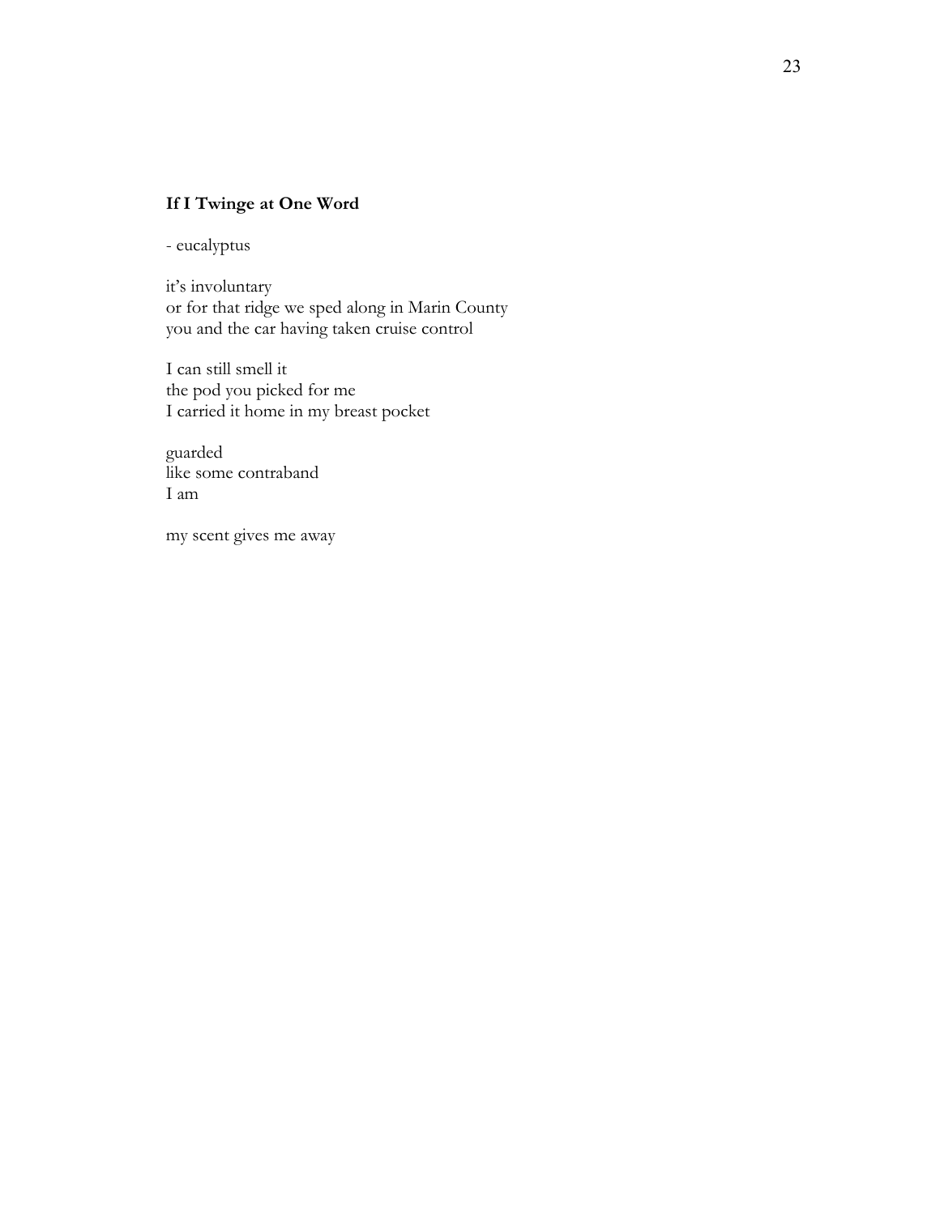**If I Twinge at One Word**

- eucalyptus

it's involuntary  
or for that ridge we sped along in Marin County  
you and the car having taken cruise control

I can still smell it  
the pod you picked for me  
I carried it home in my breast pocket

guarded  
like some contraband  
I am

my scent gives me away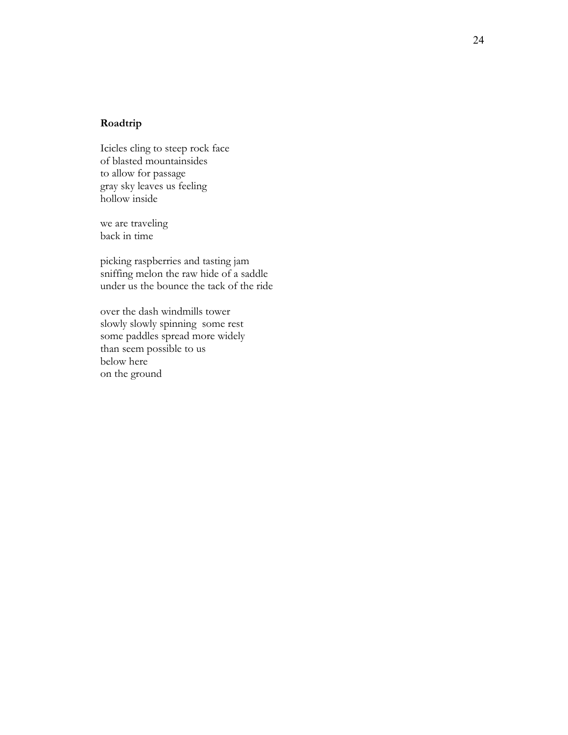**Roadtrip**

Icicles cling to steep rock face  
of blasted mountainsides  
to allow for passage  
gray sky leaves us feeling  
hollow inside

we are traveling  
back in time

picking raspberries and tasting jam  
sniffing melon the raw hide of a saddle  
under us the bounce the tack of the ride

over the dash windmills tower  
slowly slowly spinning  some rest  
some paddles spread more widely  
than seem possible to us  
below here  
on the ground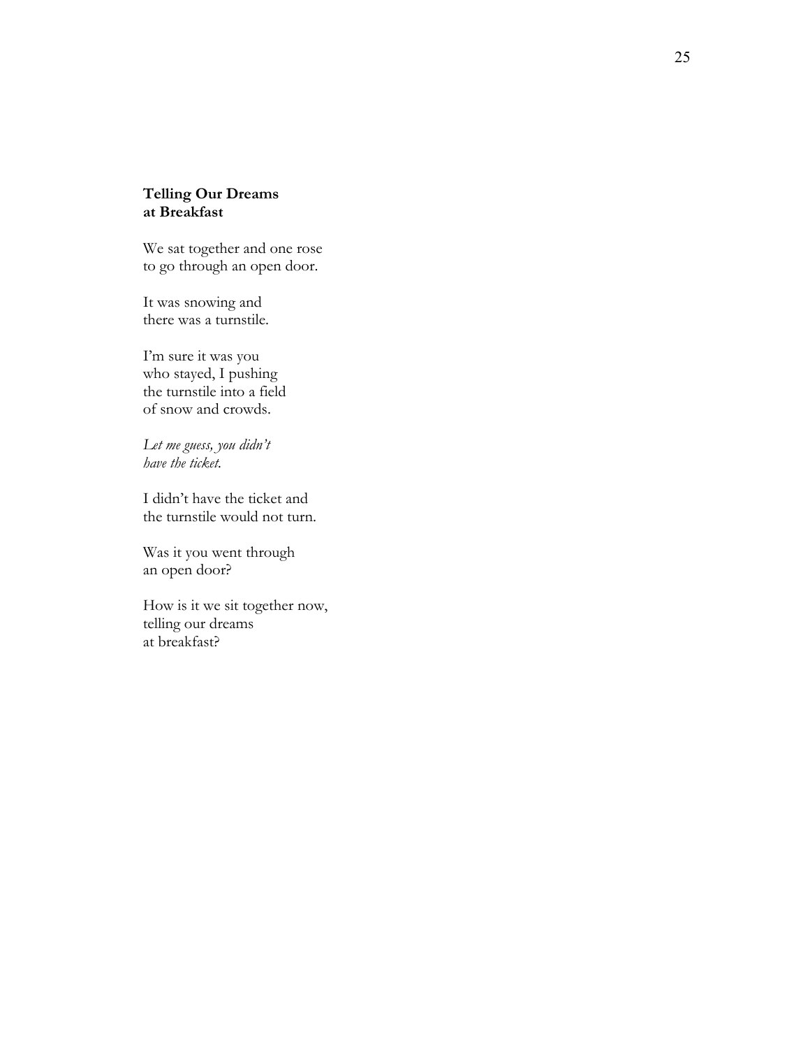**Telling Our Dreams**
**at Breakfast**

We sat together and one rose
to go through an open door.

It was snowing and
there was a turnstile.

I'm sure it was you
who stayed, I pushing
the turnstile into a field
of snow and crowds.

*Let me guess, you didn't*
*have the ticket.*

I didn't have the ticket and
the turnstile would not turn.

Was it you went through
an open door?

How is it we sit together now,
telling our dreams
at breakfast?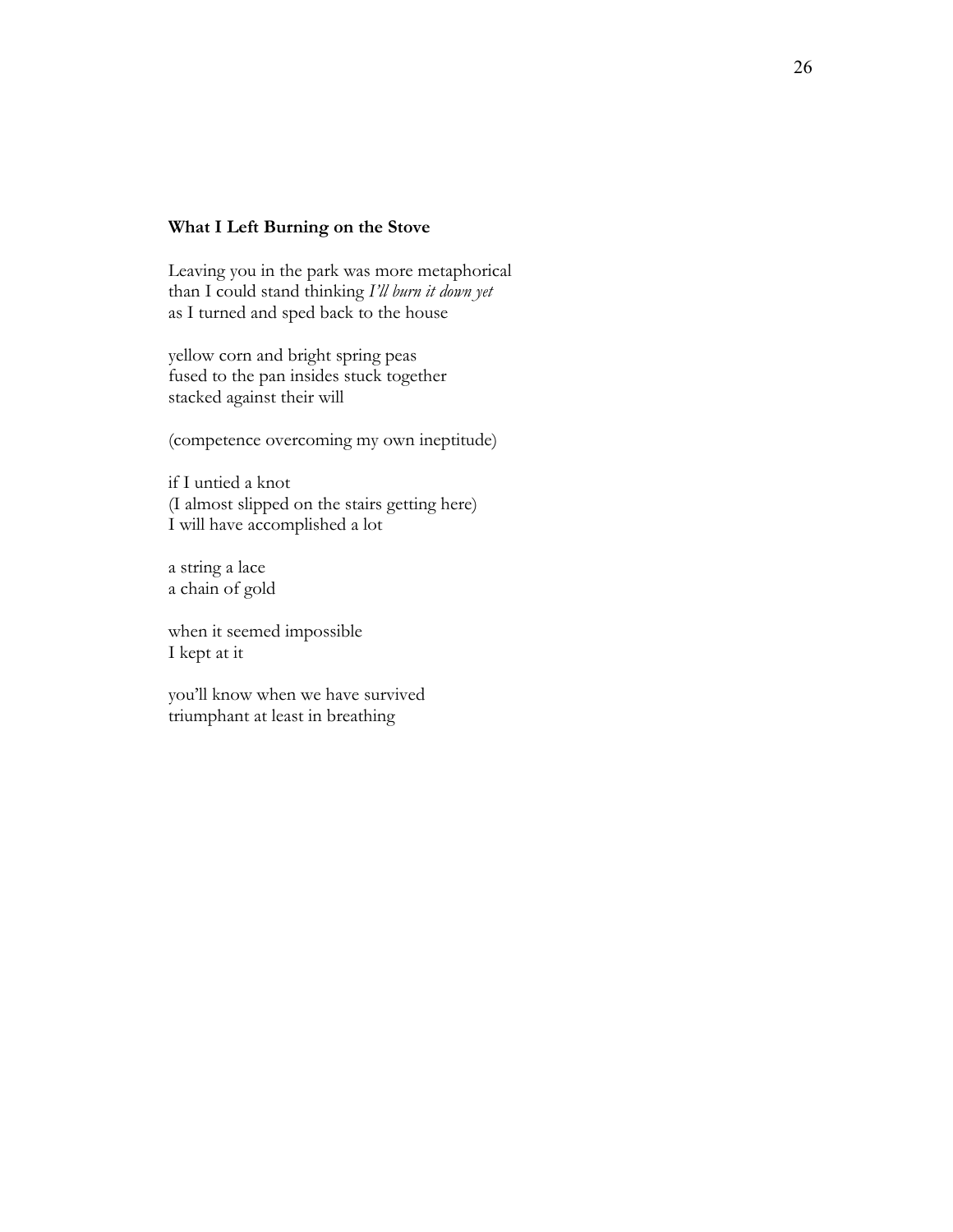**What I Left Burning on the Stove**

Leaving you in the park was more metaphorical  
than I could stand thinking *I'll burn it down yet*  
as I turned and sped back to the house

yellow corn and bright spring peas  
fused to the pan insides stuck together  
stacked against their will

(competence overcoming my own ineptitude)

if I untied a knot  
(I almost slipped on the stairs getting here)  
I will have accomplished a lot

a string a lace  
a chain of gold

when it seemed impossible  
I kept at it

you'll know when we have survived  
triumphant at least in breathing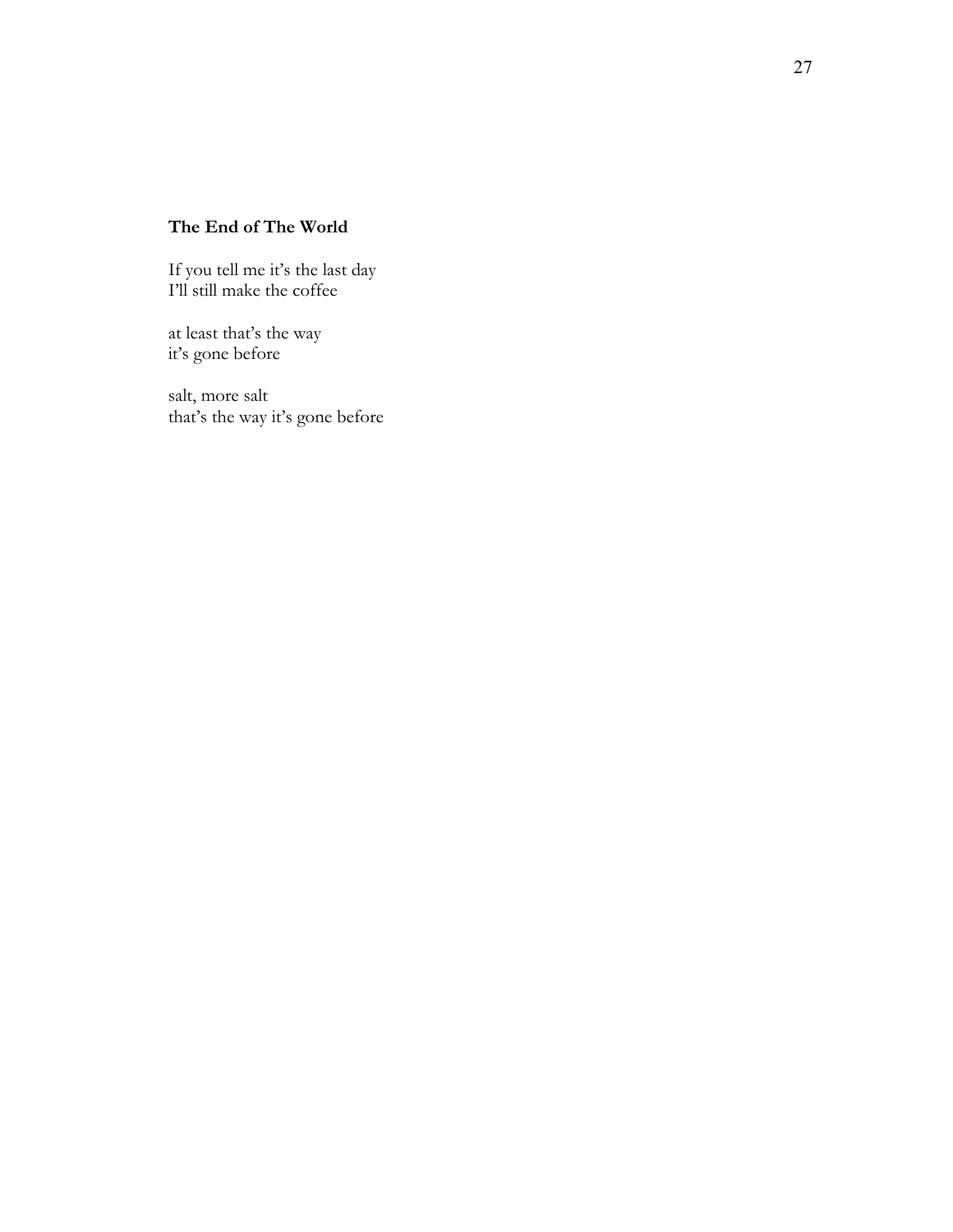**The End of The World**

If you tell me it's the last day  
I'll still make the coffee

at least that's the way  
it's gone before

salt, more salt  
that's the way it's gone before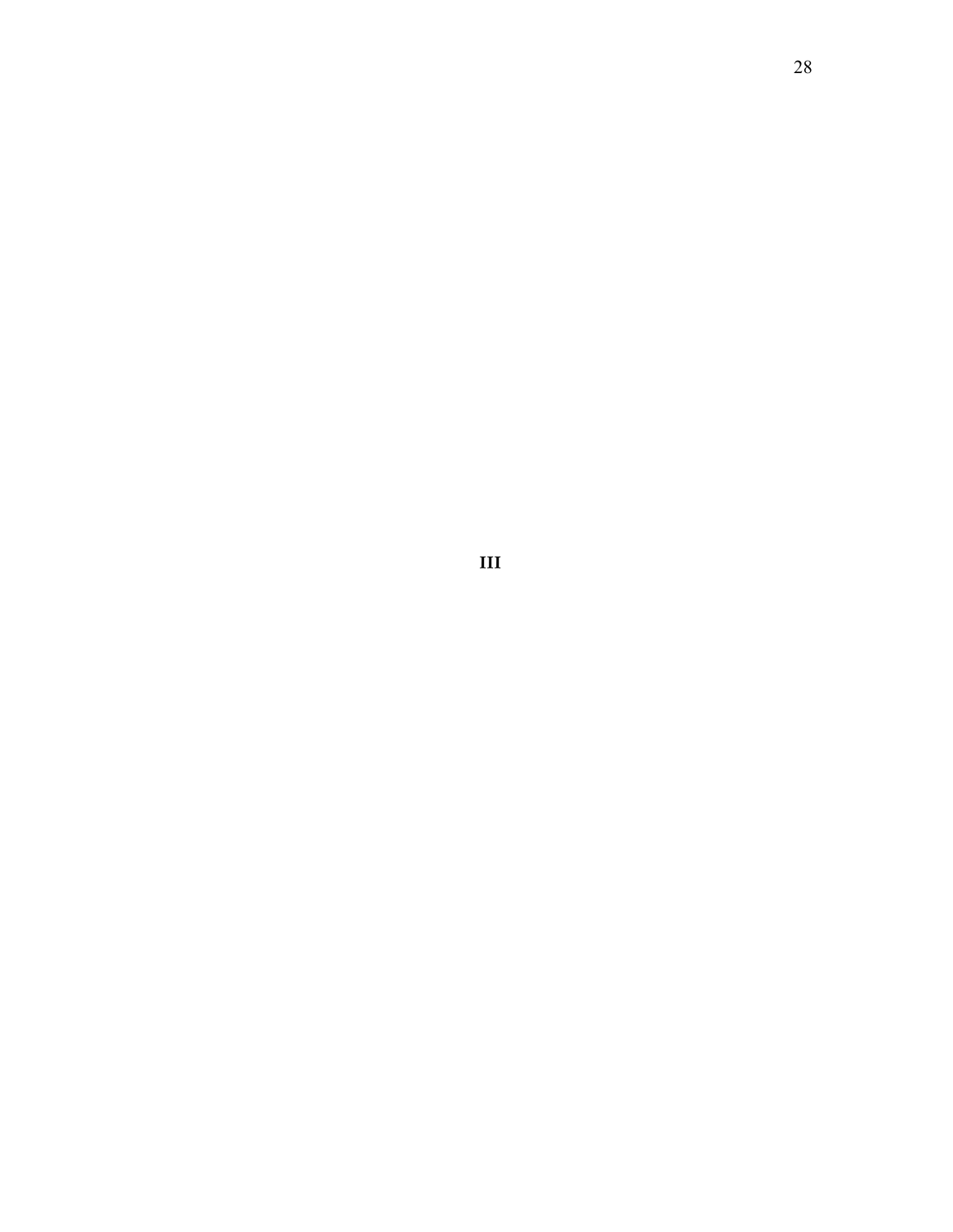# III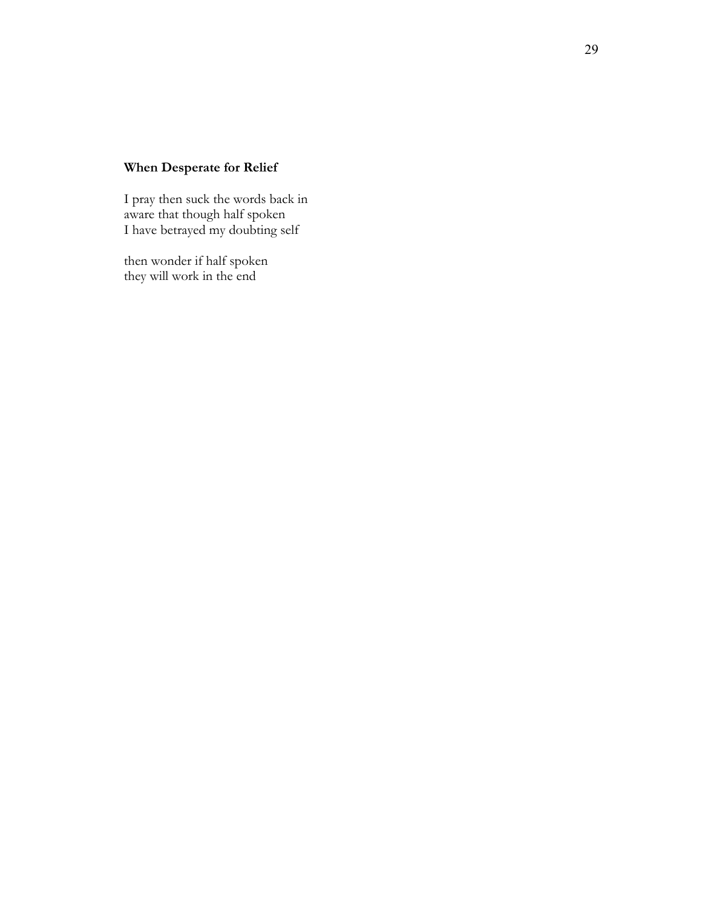### When Desperate for Relief

I pray then suck the words back in
aware that though half spoken
I have betrayed my doubting self

then wonder if half spoken
they will work in the end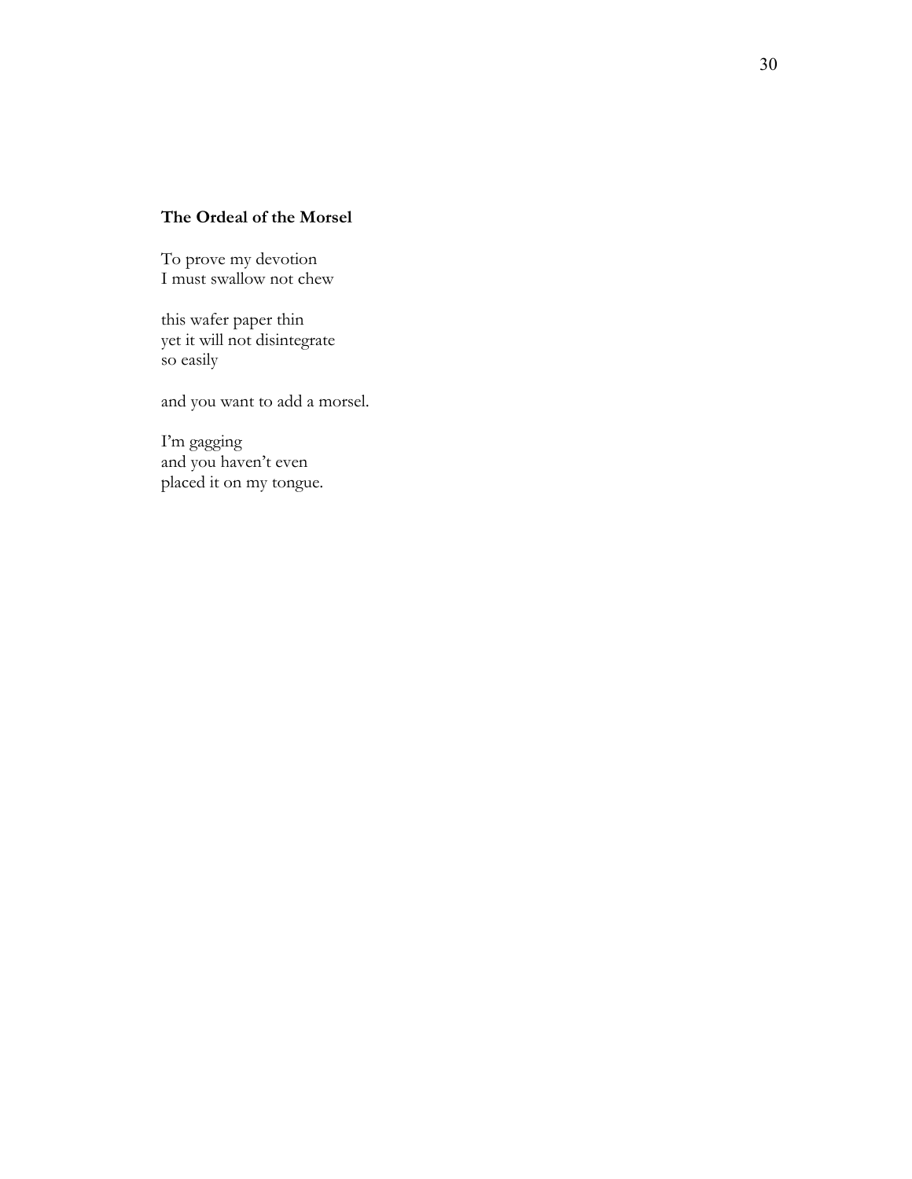### **The Ordeal of the Morsel**

To prove my devotion  
I must swallow not chew

this wafer paper thin  
yet it will not disintegrate  
so easily

and you want to add a morsel.

I'm gagging  
and you haven't even  
placed it on my tongue.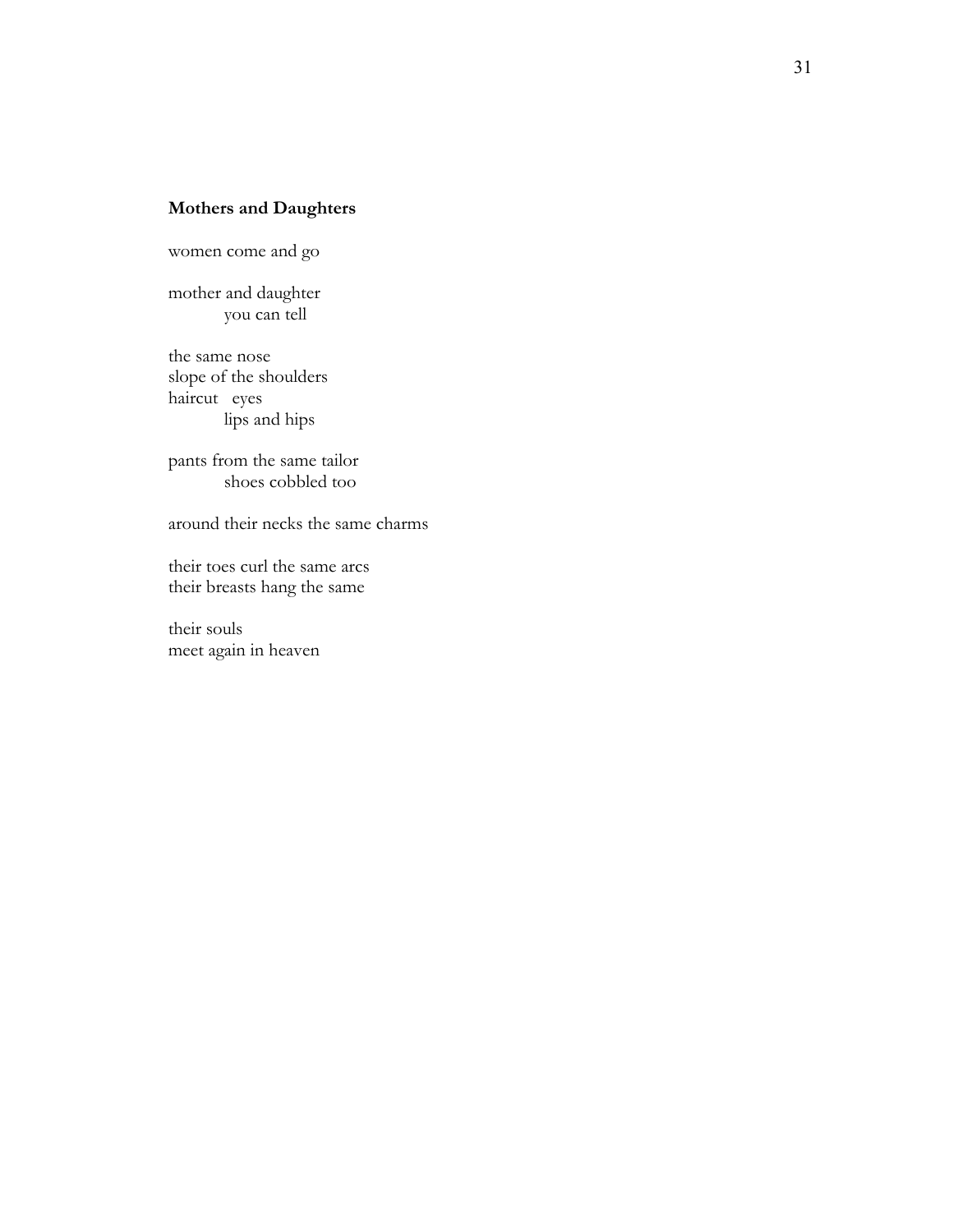**Mothers and Daughters**

women come and go

mother and daughter
&nbsp;&nbsp;&nbsp;&nbsp;&nbsp;&nbsp;&nbsp;&nbsp;&nbsp;&nbsp;you can tell

the same nose
slope of the shoulders
haircut&nbsp;&nbsp;&nbsp;eyes
&nbsp;&nbsp;&nbsp;&nbsp;&nbsp;&nbsp;&nbsp;&nbsp;&nbsp;&nbsp;lips and hips

pants from the same tailor
&nbsp;&nbsp;&nbsp;&nbsp;&nbsp;&nbsp;&nbsp;&nbsp;&nbsp;&nbsp;shoes cobbled too

around their necks the same charms

their toes curl the same arcs
their breasts hang the same

their souls
meet again in heaven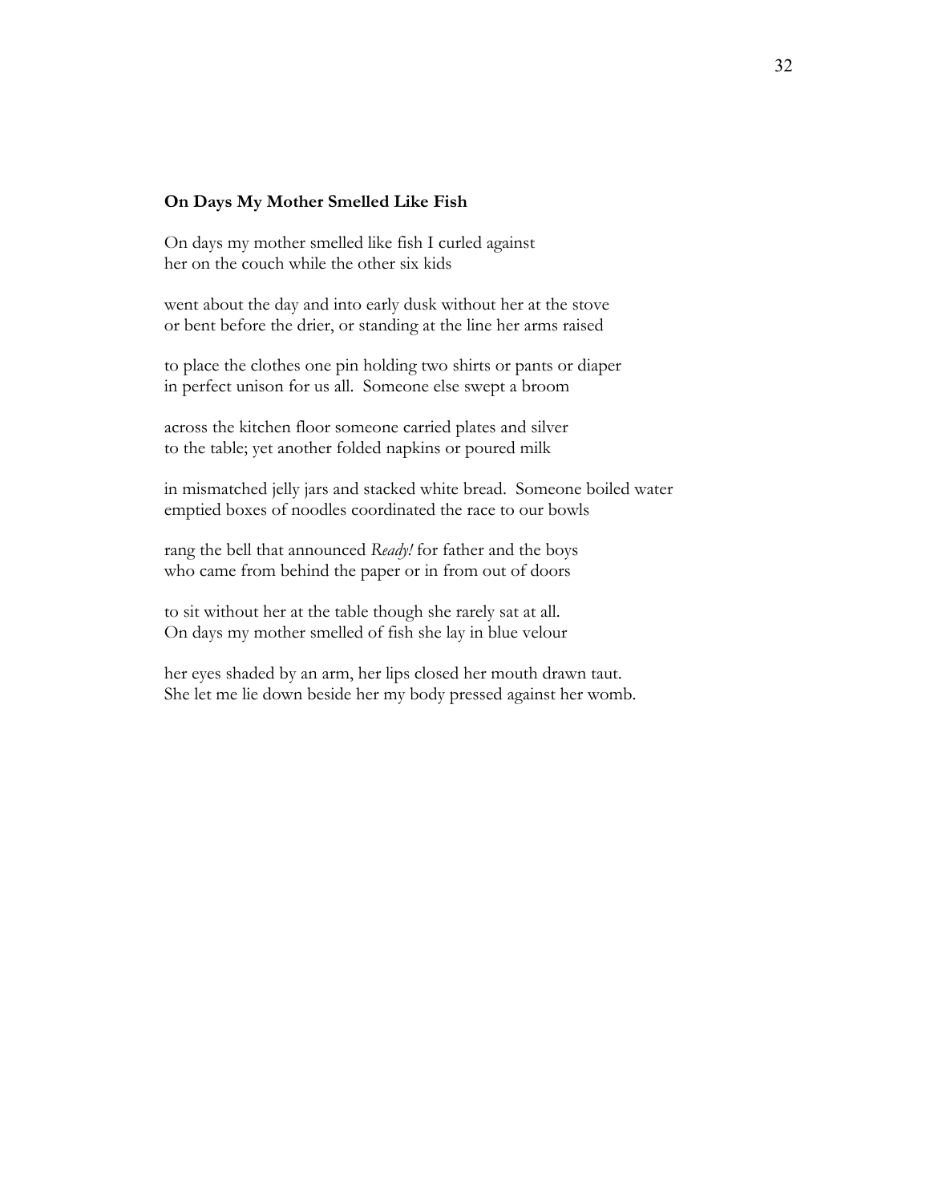**On Days My Mother Smelled Like Fish**

On days my mother smelled like fish I curled against  
her on the couch while the other six kids

went about the day and into early dusk without her at the stove  
or bent before the drier, or standing at the line her arms raised

to place the clothes one pin holding two shirts or pants or diaper  
in perfect unison for us all.  Someone else swept a broom

across the kitchen floor someone carried plates and silver  
to the table; yet another folded napkins or poured milk

in mismatched jelly jars and stacked white bread.  Someone boiled water  
emptied boxes of noodles coordinated the race to our bowls

rang the bell that announced *Ready!* for father and the boys  
who came from behind the paper or in from out of doors

to sit without her at the table though she rarely sat at all.  
On days my mother smelled of fish she lay in blue velour

her eyes shaded by an arm, her lips closed her mouth drawn taut.  
She let me lie down beside her my body pressed against her womb.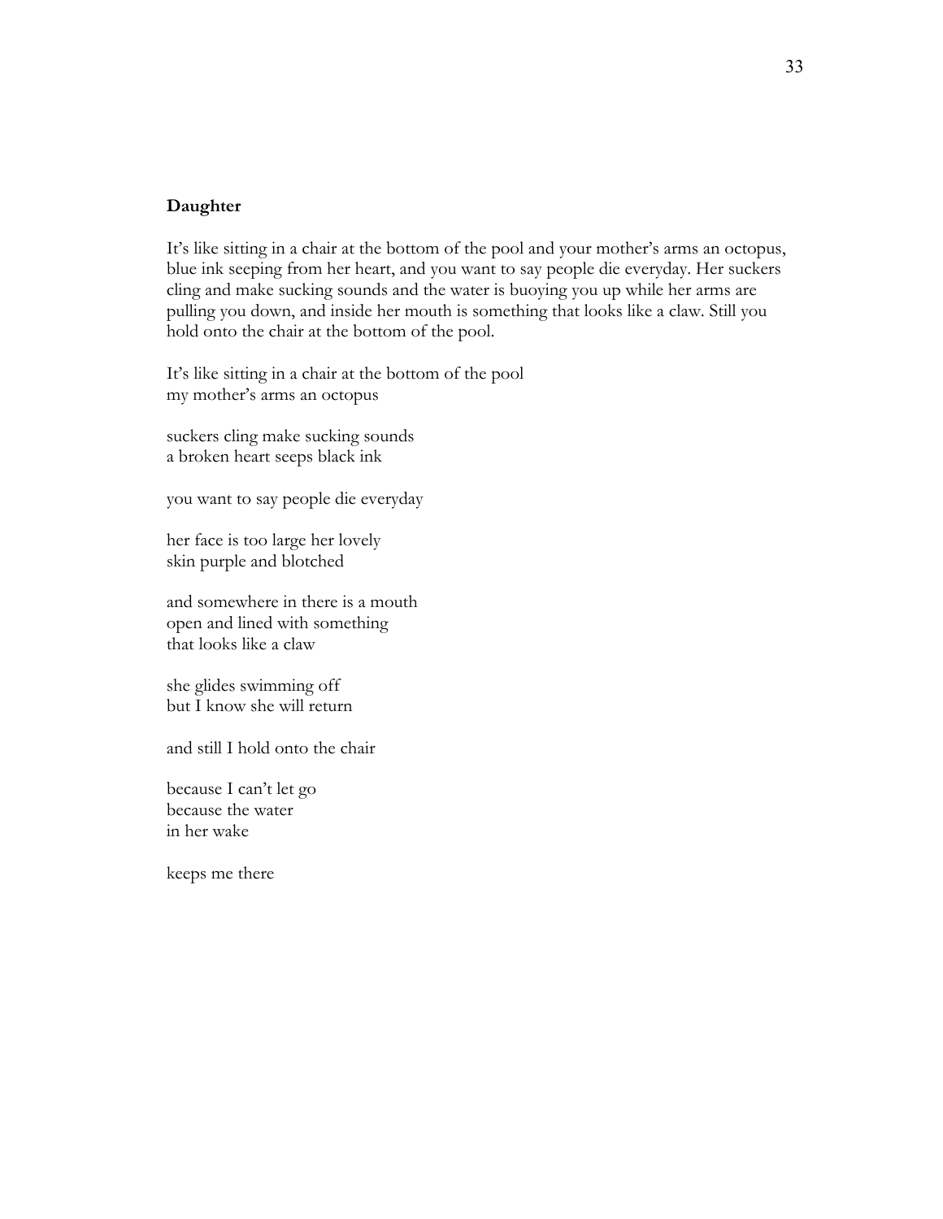**Daughter**

It's like sitting in a chair at the bottom of the pool and your mother's arms an octopus, blue ink seeping from her heart, and you want to say people die everyday. Her suckers cling and make sucking sounds and the water is buoying you up while her arms are pulling you down, and inside her mouth is something that looks like a claw. Still you hold onto the chair at the bottom of the pool.

It's like sitting in a chair at the bottom of the pool  
my mother's arms an octopus

suckers cling make sucking sounds  
a broken heart seeps black ink

you want to say people die everyday

her face is too large her lovely  
skin purple and blotched

and somewhere in there is a mouth  
open and lined with something  
that looks like a claw

she glides swimming off  
but I know she will return

and still I hold onto the chair

because I can't let go  
because the water  
in her wake

keeps me there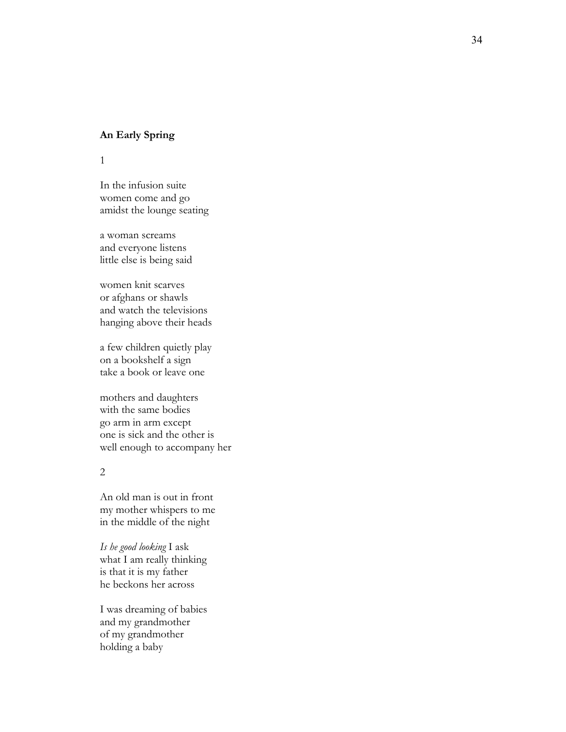**An Early Spring**

1

In the infusion suite  
women come and go  
amidst the lounge seating

a woman screams  
and everyone listens  
little else is being said

women knit scarves  
or afghans or shawls  
and watch the televisions  
hanging above their heads

a few children quietly play  
on a bookshelf a sign  
take a book or leave one

mothers and daughters  
with the same bodies  
go arm in arm except  
one is sick and the other is  
well enough to accompany her

2

An old man is out in front  
my mother whispers to me  
in the middle of the night

*Is he good looking* I ask  
what I am really thinking  
is that it is my father  
he beckons her across

I was dreaming of babies  
and my grandmother  
of my grandmother  
holding a baby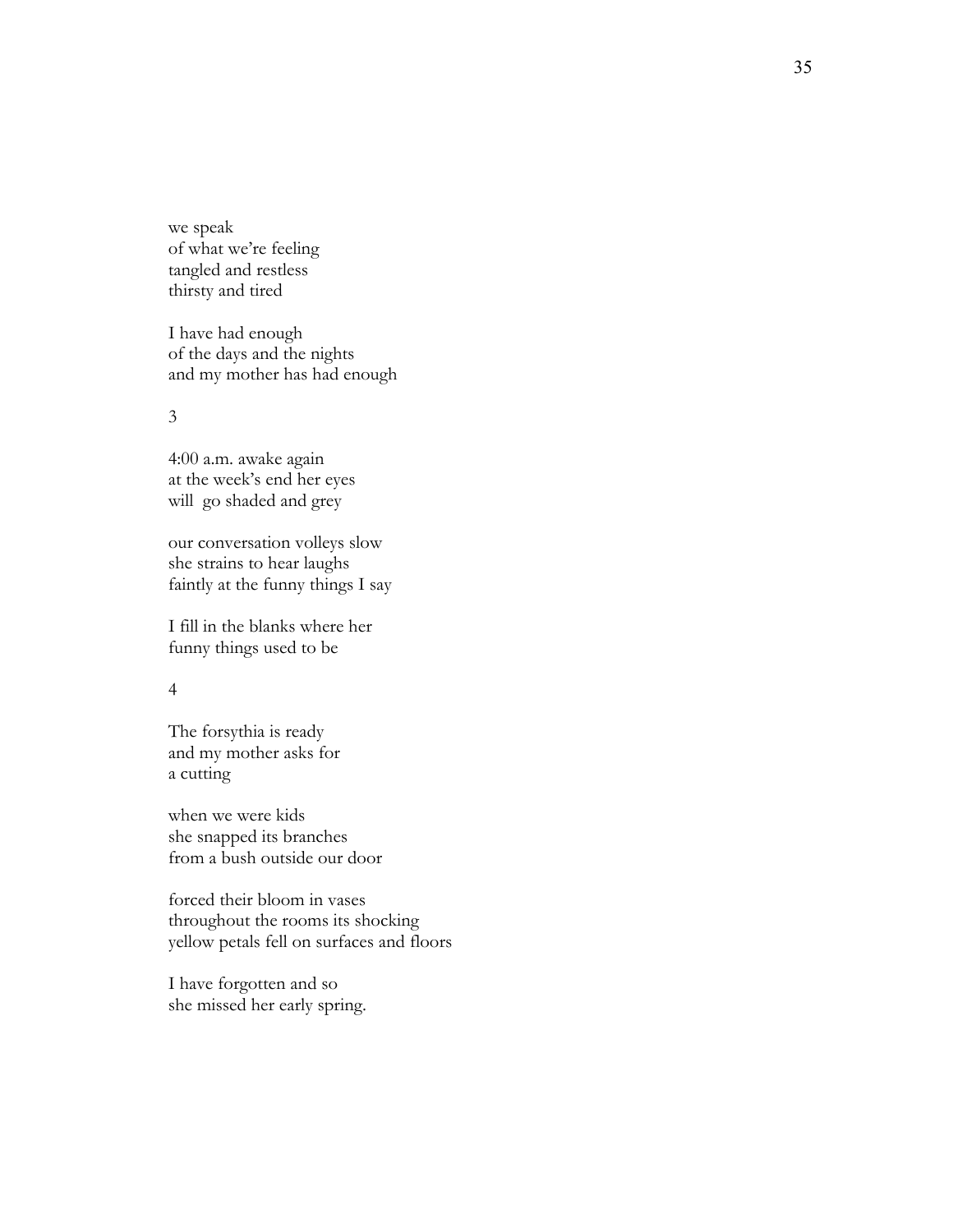we speak
of what we're feeling
tangled and restless
thirsty and tired

I have had enough
of the days and the nights
and my mother has had enough

3

4:00 a.m. awake again
at the week's end her eyes
will go shaded and grey

our conversation volleys slow
she strains to hear laughs
faintly at the funny things I say

I fill in the blanks where her
funny things used to be

4

The forsythia is ready
and my mother asks for
a cutting

when we were kids
she snapped its branches
from a bush outside our door

forced their bloom in vases
throughout the rooms its shocking
yellow petals fell on surfaces and floors

I have forgotten and so
she missed her early spring.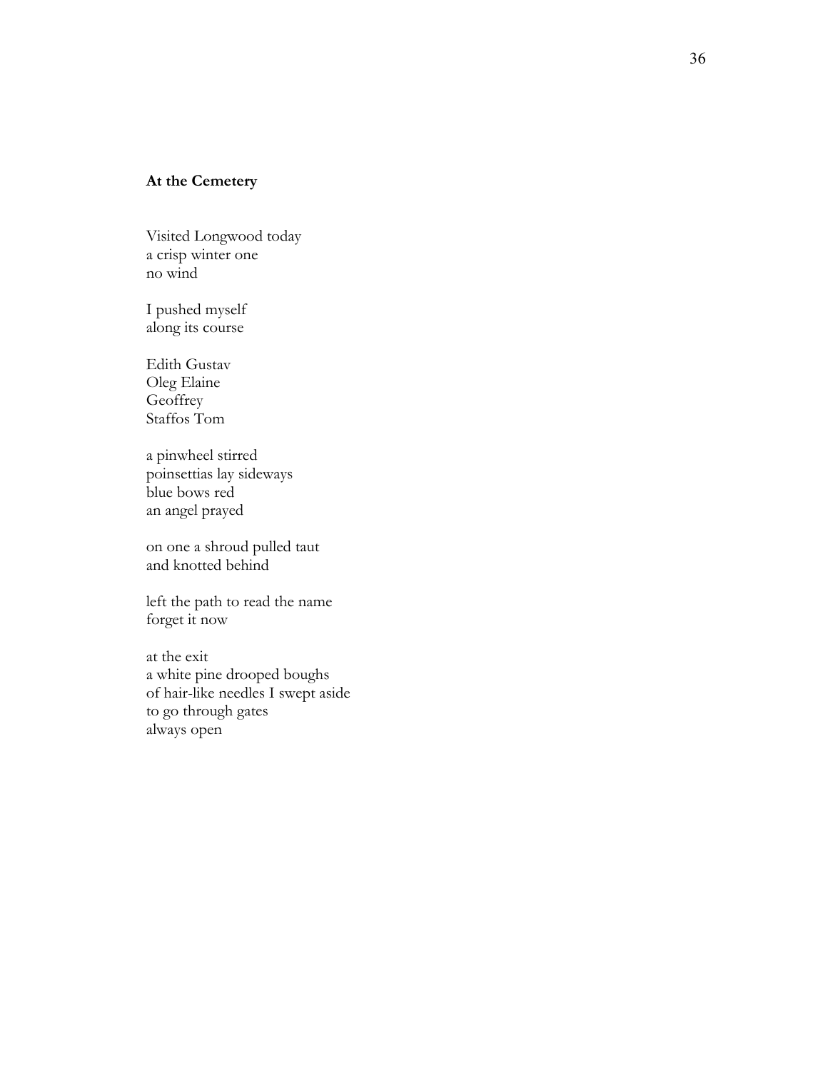**At the Cemetery**

Visited Longwood today  
a crisp winter one  
no wind

I pushed myself  
along its course

Edith Gustav  
Oleg Elaine  
Geoffrey  
Staffos Tom

a pinwheel stirred  
poinsettias lay sideways  
blue bows red  
an angel prayed

on one a shroud pulled taut  
and knotted behind

left the path to read the name  
forget it now

at the exit  
a white pine drooped boughs  
of hair-like needles I swept aside  
to go through gates  
always open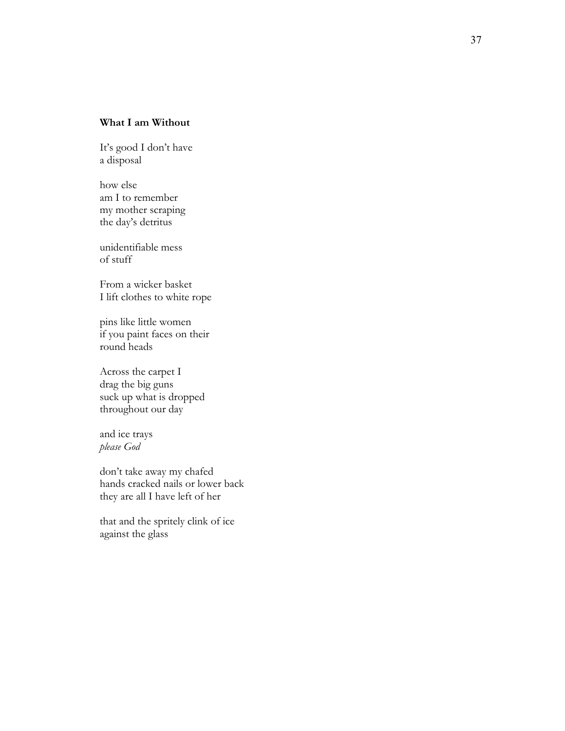**What I am Without**

It's good I don't have  
a disposal

how else  
am I to remember  
my mother scraping  
the day's detritus

unidentifiable mess  
of stuff

From a wicker basket  
I lift clothes to white rope

pins like little women  
if you paint faces on their  
round heads

Across the carpet I  
drag the big guns  
suck up what is dropped  
throughout our day

and ice trays  
*please God*

don't take away my chafed  
hands cracked nails or lower back  
they are all I have left of her

that and the spritely clink of ice  
against the glass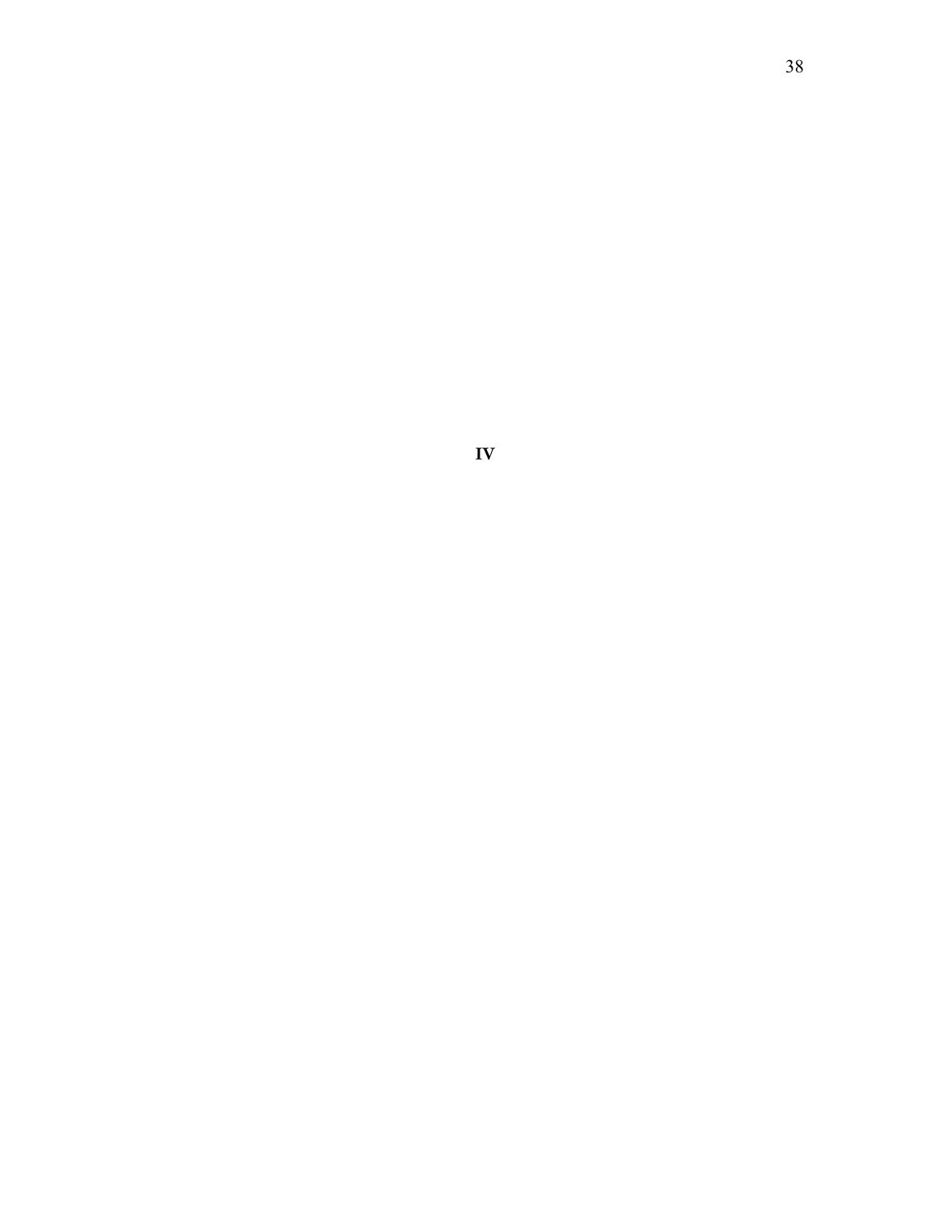**IV**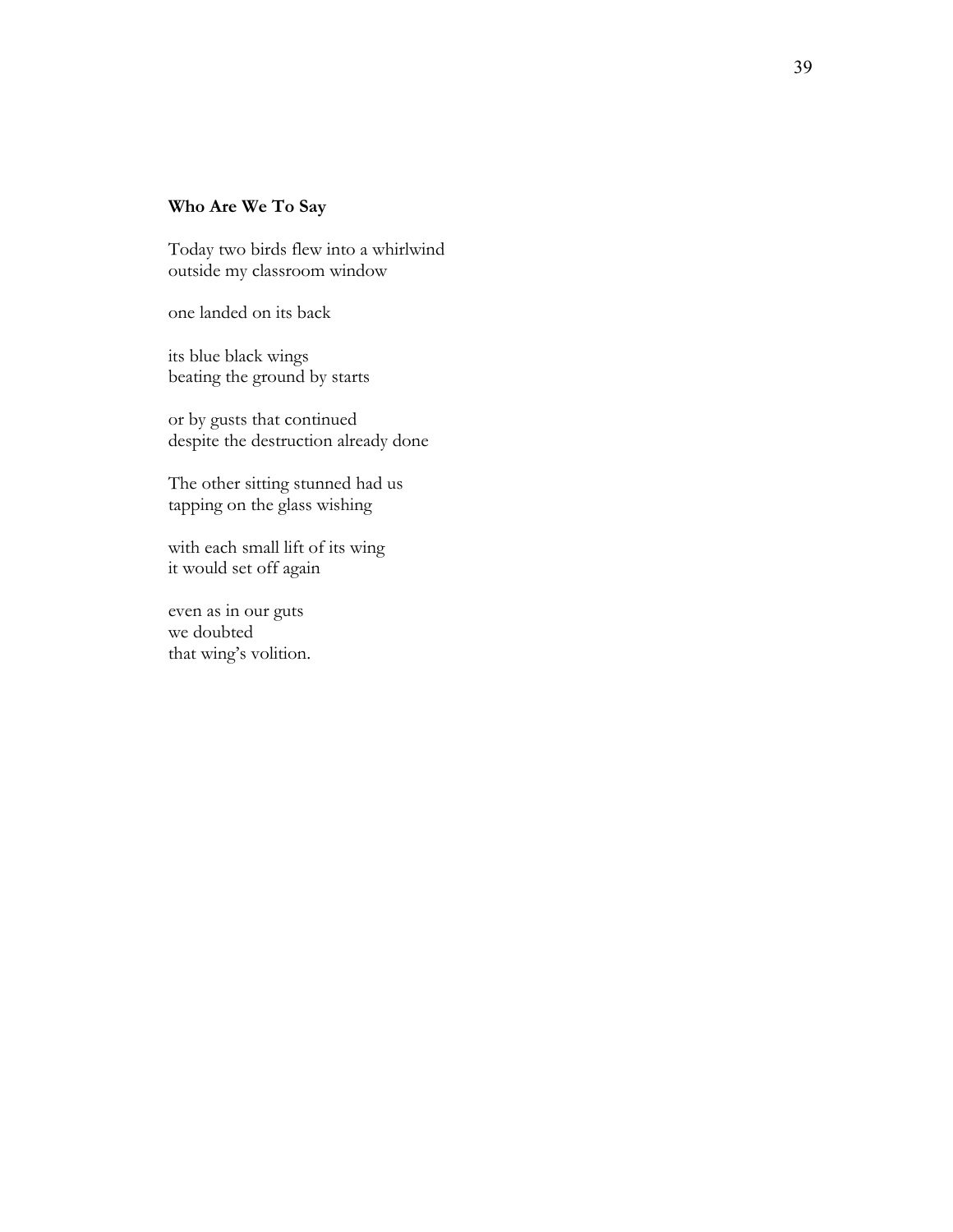**Who Are We To Say**

Today two birds flew into a whirlwind
outside my classroom window

one landed on its back

its blue black wings
beating the ground by starts

or by gusts that continued
despite the destruction already done

The other sitting stunned had us
tapping on the glass wishing

with each small lift of its wing
it would set off again

even as in our guts
we doubted
that wing's volition.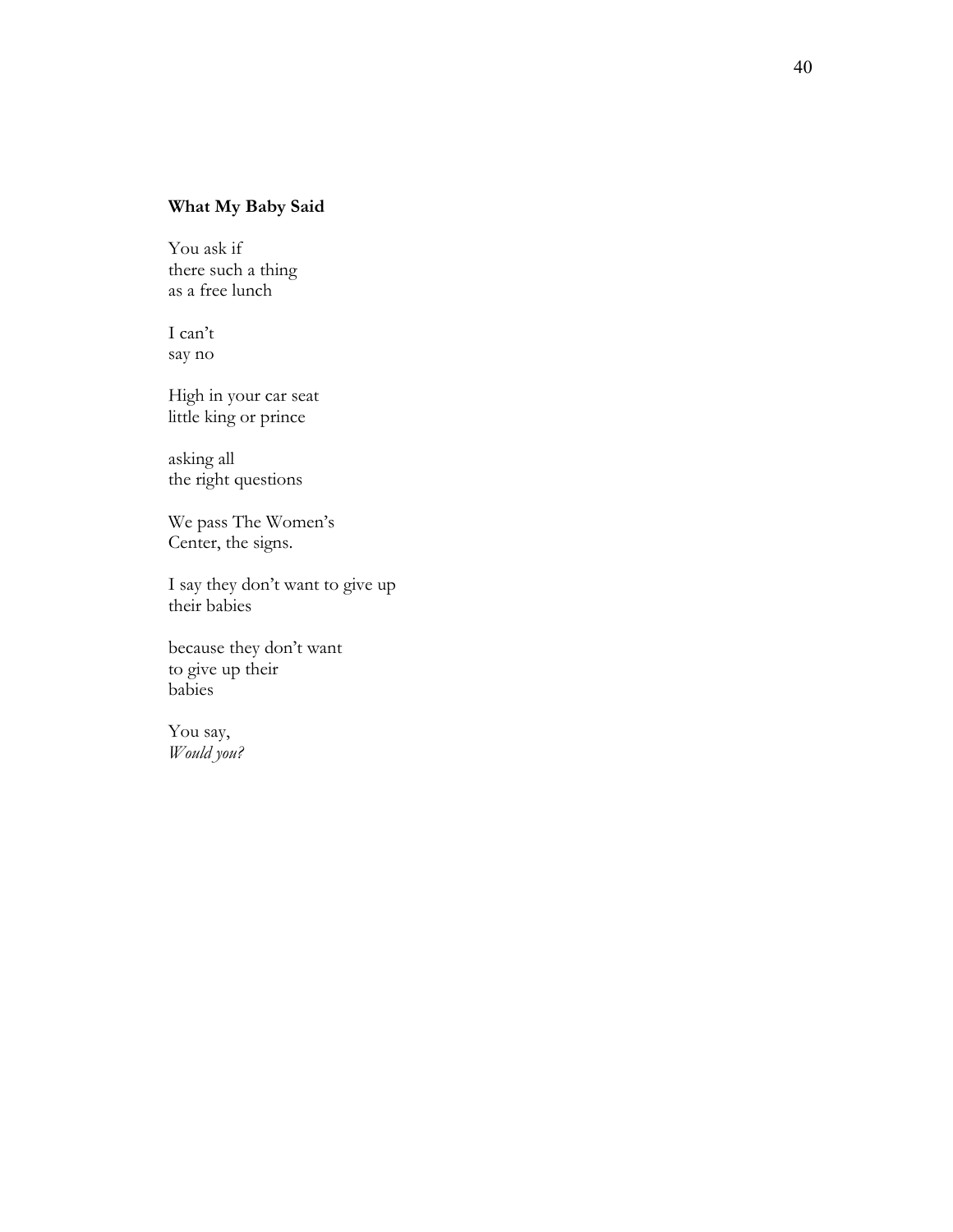**What My Baby Said**

You ask if  
there such a thing  
as a free lunch

I can't  
say no

High in your car seat  
little king or prince

asking all  
the right questions

We pass The Women's  
Center, the signs.

I say they don't want to give up  
their babies

because they don't want  
to give up their  
babies

You say,  
*Would you?*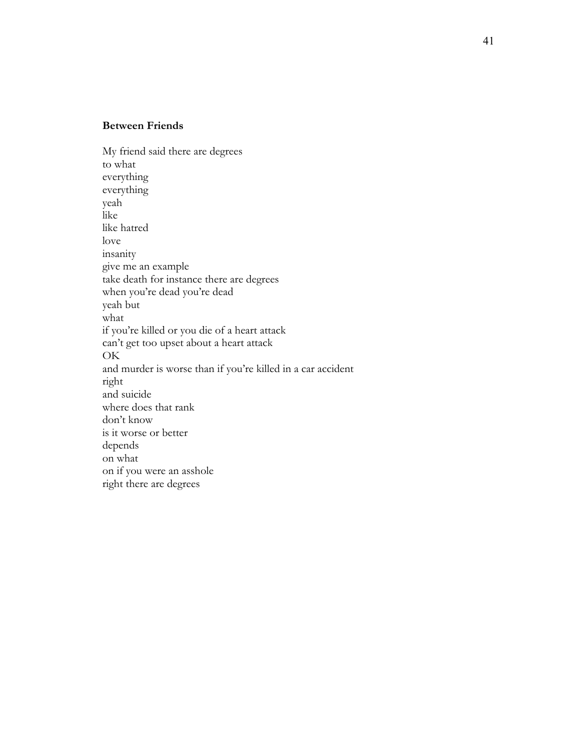**Between Friends**

My friend said there are degrees  
to what  
everything  
everything  
yeah  
like  
like hatred  
love  
insanity  
give me an example  
take death for instance there are degrees  
when you're dead you're dead  
yeah but  
what  
if you're killed or you die of a heart attack  
can't get too upset about a heart attack  
OK  
and murder is worse than if you're killed in a car accident  
right  
and suicide  
where does that rank  
don't know  
is it worse or better  
depends  
on what  
on if you were an asshole  
right there are degrees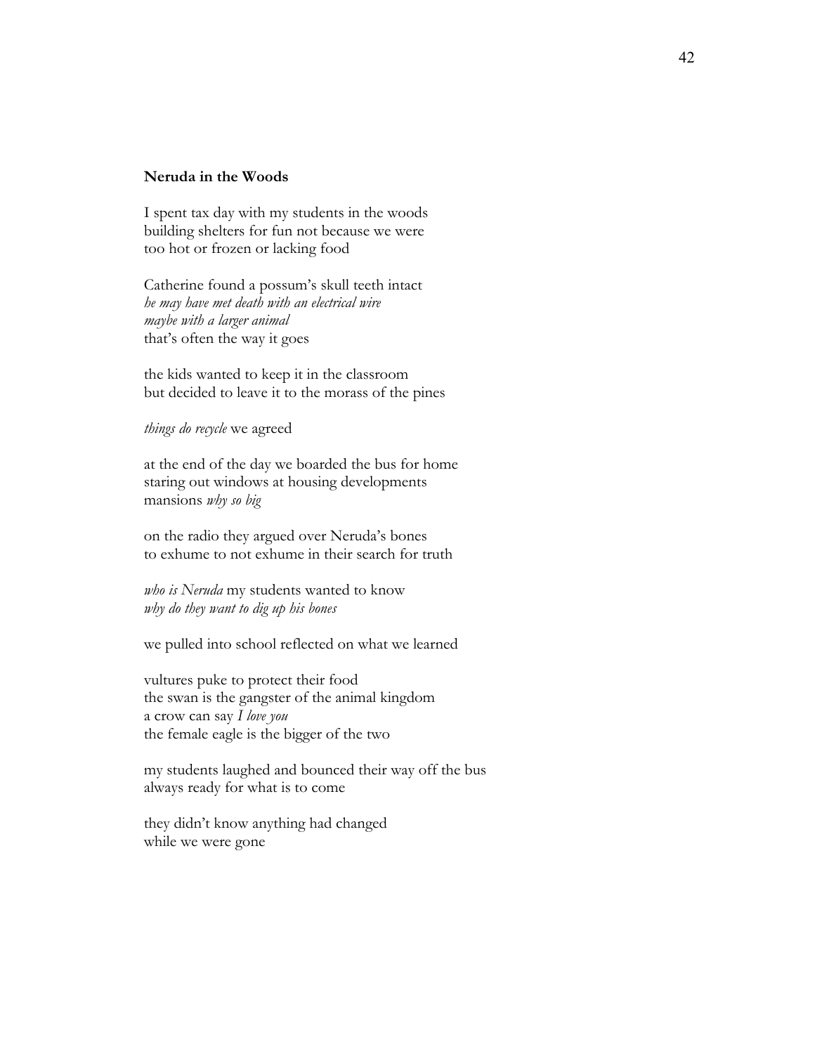**Neruda in the Woods**

I spent tax day with my students in the woods
building shelters for fun not because we were
too hot or frozen or lacking food

Catherine found a possum's skull teeth intact
*he may have met death with an electrical wire*
*maybe with a larger animal*
that's often the way it goes

the kids wanted to keep it in the classroom
but decided to leave it to the morass of the pines

*things do recycle* we agreed

at the end of the day we boarded the bus for home
staring out windows at housing developments
mansions *why so big*

on the radio they argued over Neruda's bones
to exhume to not exhume in their search for truth

*who is Neruda* my students wanted to know
*why do they want to dig up his bones*

we pulled into school reflected on what we learned

vultures puke to protect their food
the swan is the gangster of the animal kingdom
a crow can say *I love you*
the female eagle is the bigger of the two

my students laughed and bounced their way off the bus
always ready for what is to come

they didn't know anything had changed
while we were gone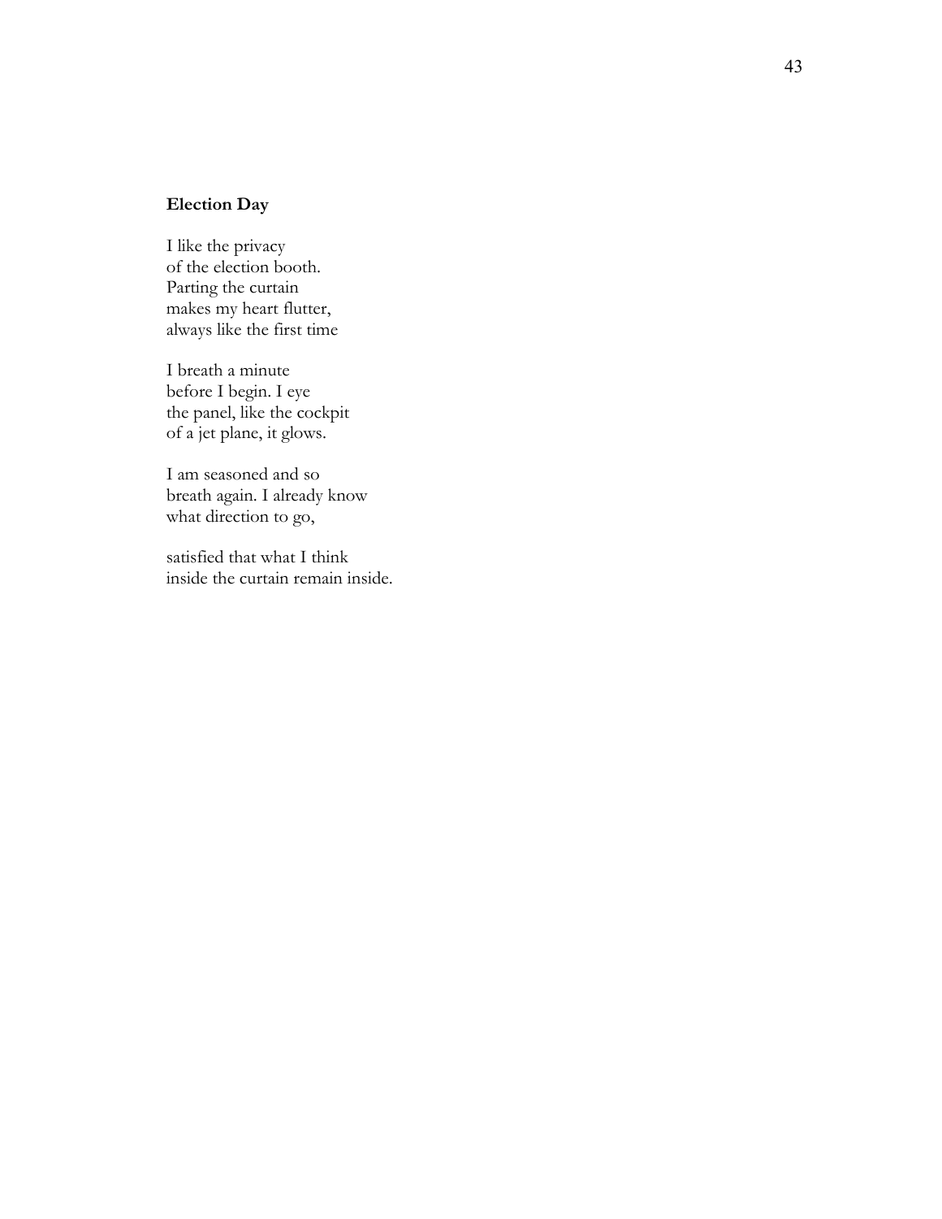### Election Day

I like the privacy  
of the election booth.  
Parting the curtain  
makes my heart flutter,  
always like the first time

I breath a minute  
before I begin. I eye  
the panel, like the cockpit  
of a jet plane, it glows.

I am seasoned and so  
breath again. I already know  
what direction to go,

satisfied that what I think  
inside the curtain remain inside.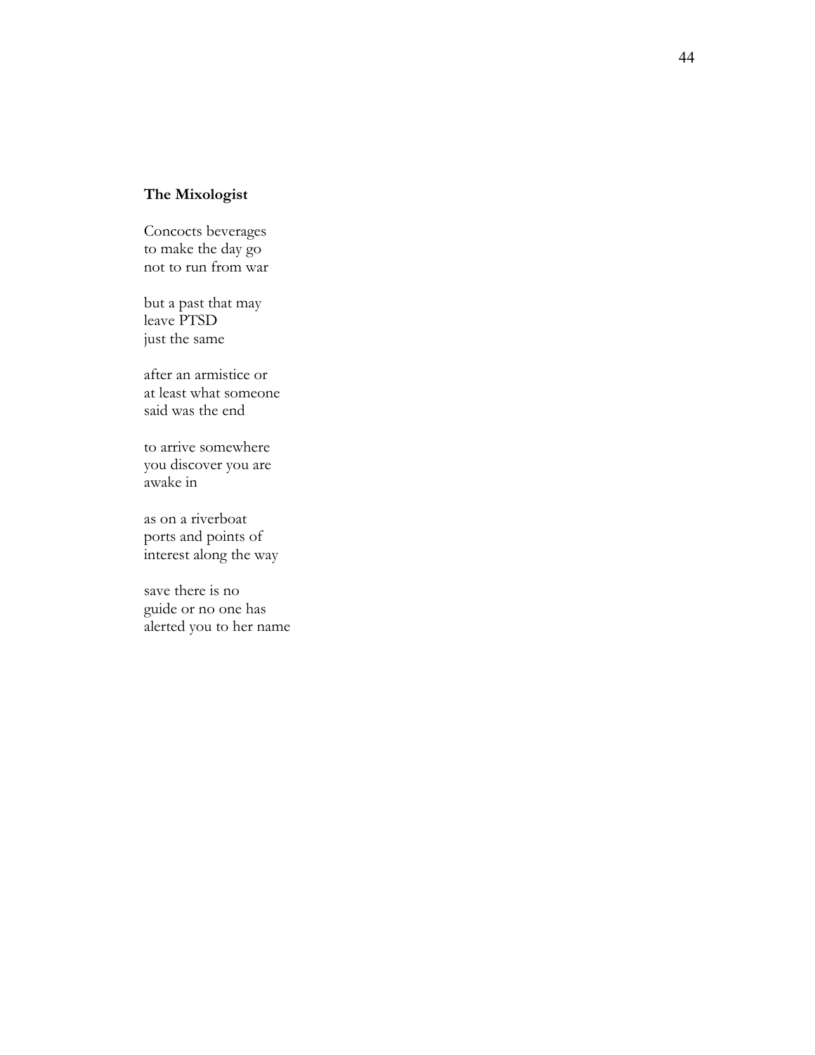**The Mixologist**

Concocts beverages  
to make the day go  
not to run from war

but a past that may  
leave PTSD  
just the same

after an armistice or  
at least what someone  
said was the end

to arrive somewhere  
you discover you are  
awake in

as on a riverboat  
ports and points of  
interest along the way

save there is no  
guide or no one has  
alerted you to her name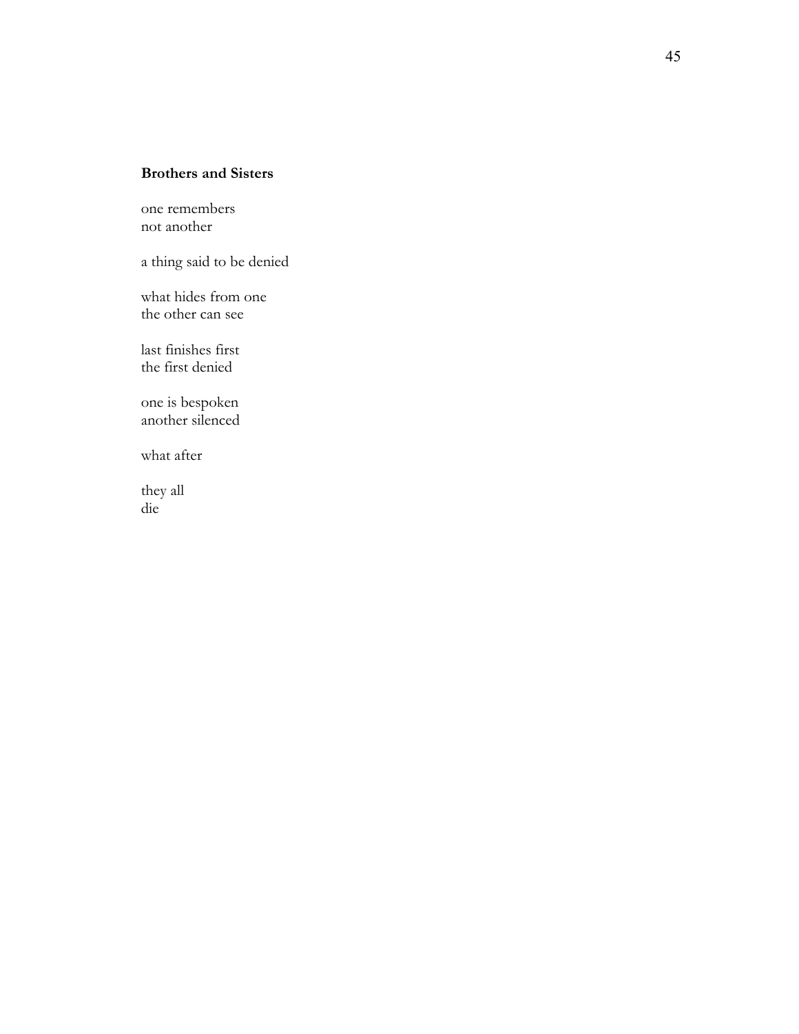**Brothers and Sisters**

one remembers  
not another

a thing said to be denied

what hides from one  
the other can see

last finishes first  
the first denied

one is bespoken  
another silenced

what after

they all  
die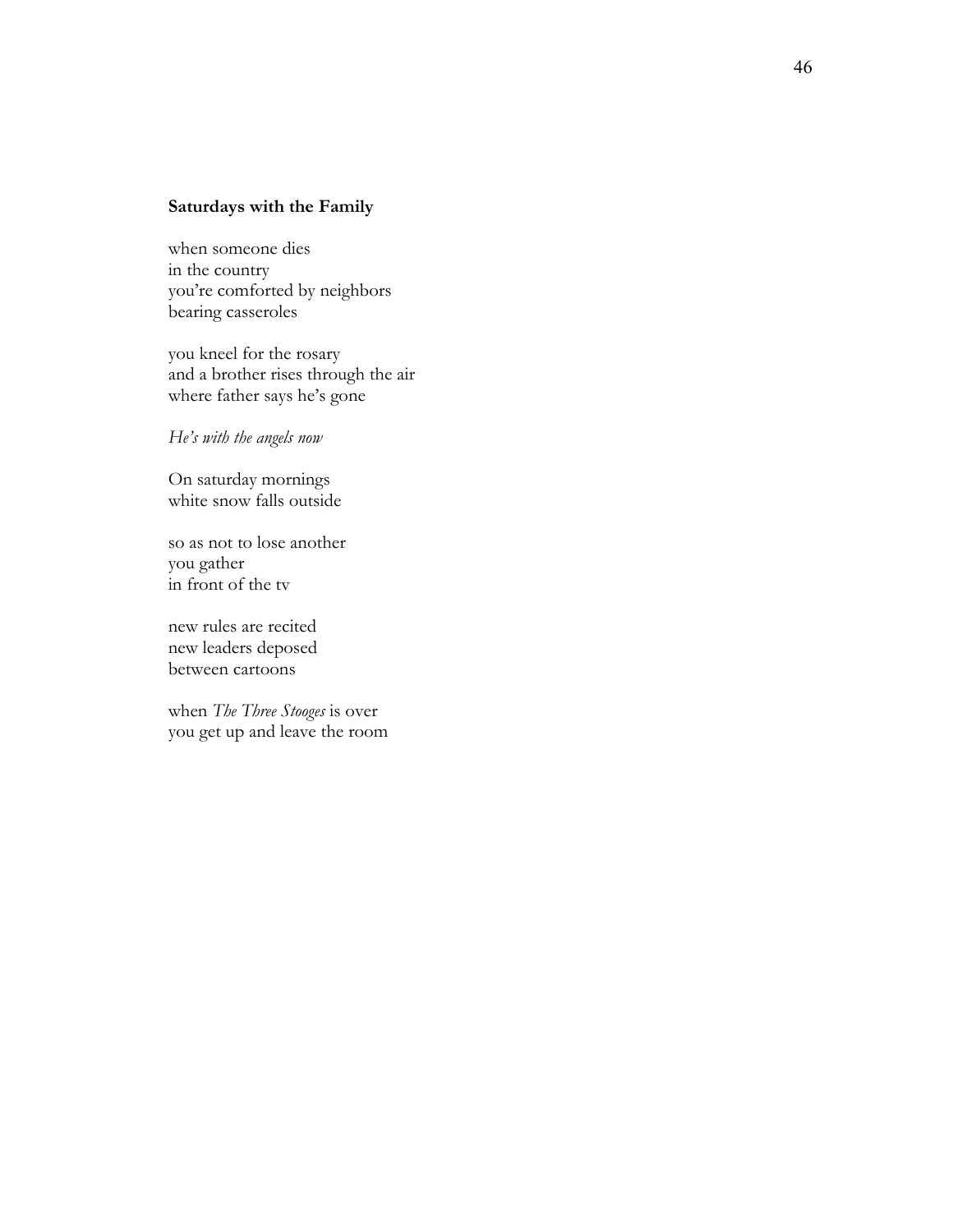**Saturdays with the Family**

when someone dies
in the country
you're comforted by neighbors
bearing casseroles

you kneel for the rosary
and a brother rises through the air
where father says he's gone

*He's with the angels now*

On saturday mornings
white snow falls outside

so as not to lose another
you gather
in front of the tv

new rules are recited
new leaders deposed
between cartoons

when *The Three Stooges* is over
you get up and leave the room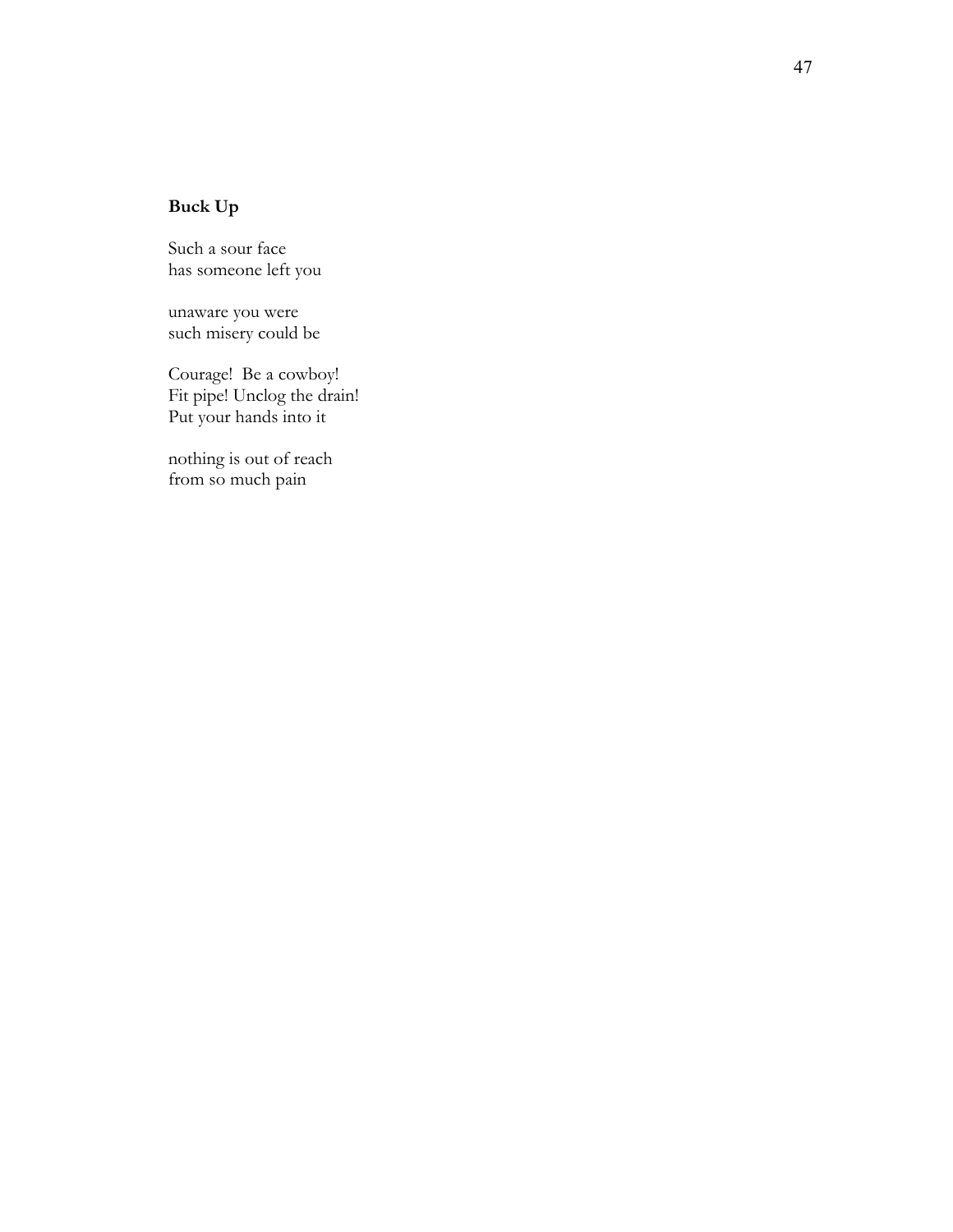**Buck Up**

Such a sour face
has someone left you

unaware you were
such misery could be

Courage!  Be a cowboy!
Fit pipe! Unclog the drain!
Put your hands into it

nothing is out of reach
from so much pain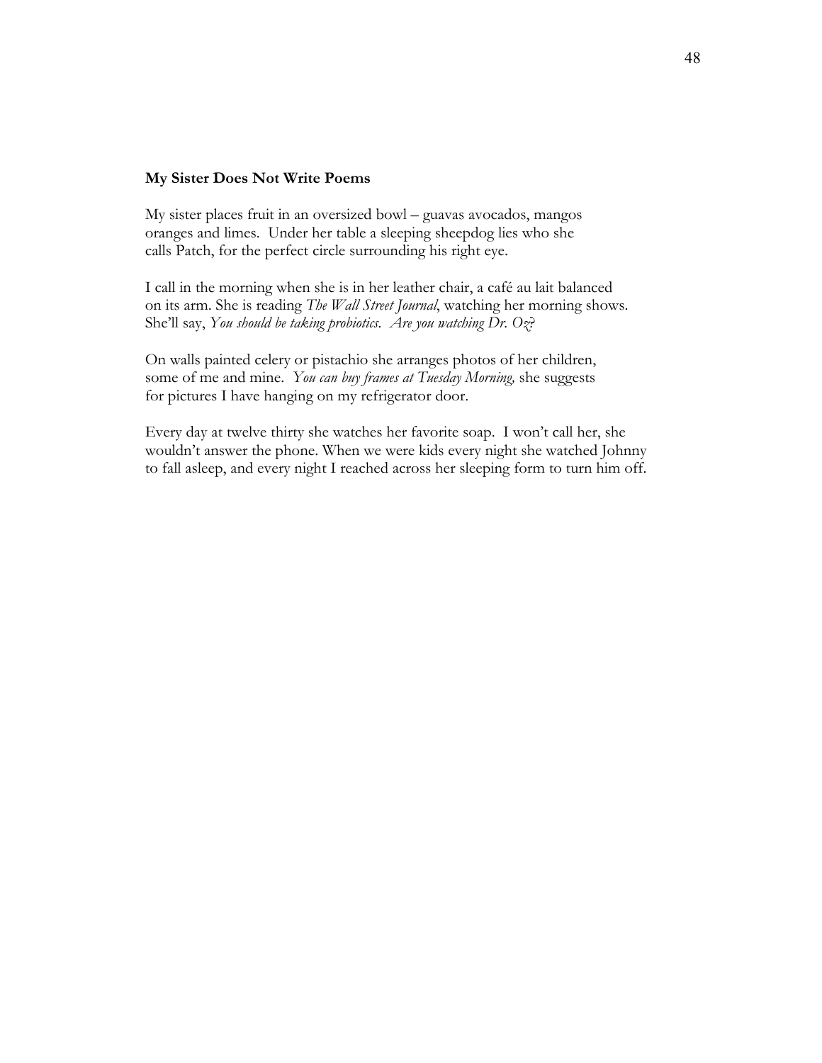**My Sister Does Not Write Poems**

My sister places fruit in an oversized bowl – guavas avocados, mangos
oranges and limes.  Under her table a sleeping sheepdog lies who she
calls Patch, for the perfect circle surrounding his right eye.

I call in the morning when she is in her leather chair, a café au lait balanced
on its arm. She is reading *The Wall Street Journal*, watching her morning shows.
She'll say, *You should be taking probiotics.  Are you watching Dr. Oz?*

On walls painted celery or pistachio she arranges photos of her children,
some of me and mine.  *You can buy frames at Tuesday Morning,* she suggests
for pictures I have hanging on my refrigerator door.

Every day at twelve thirty she watches her favorite soap.  I won't call her, she
wouldn't answer the phone. When we were kids every night she watched Johnny
to fall asleep, and every night I reached across her sleeping form to turn him off.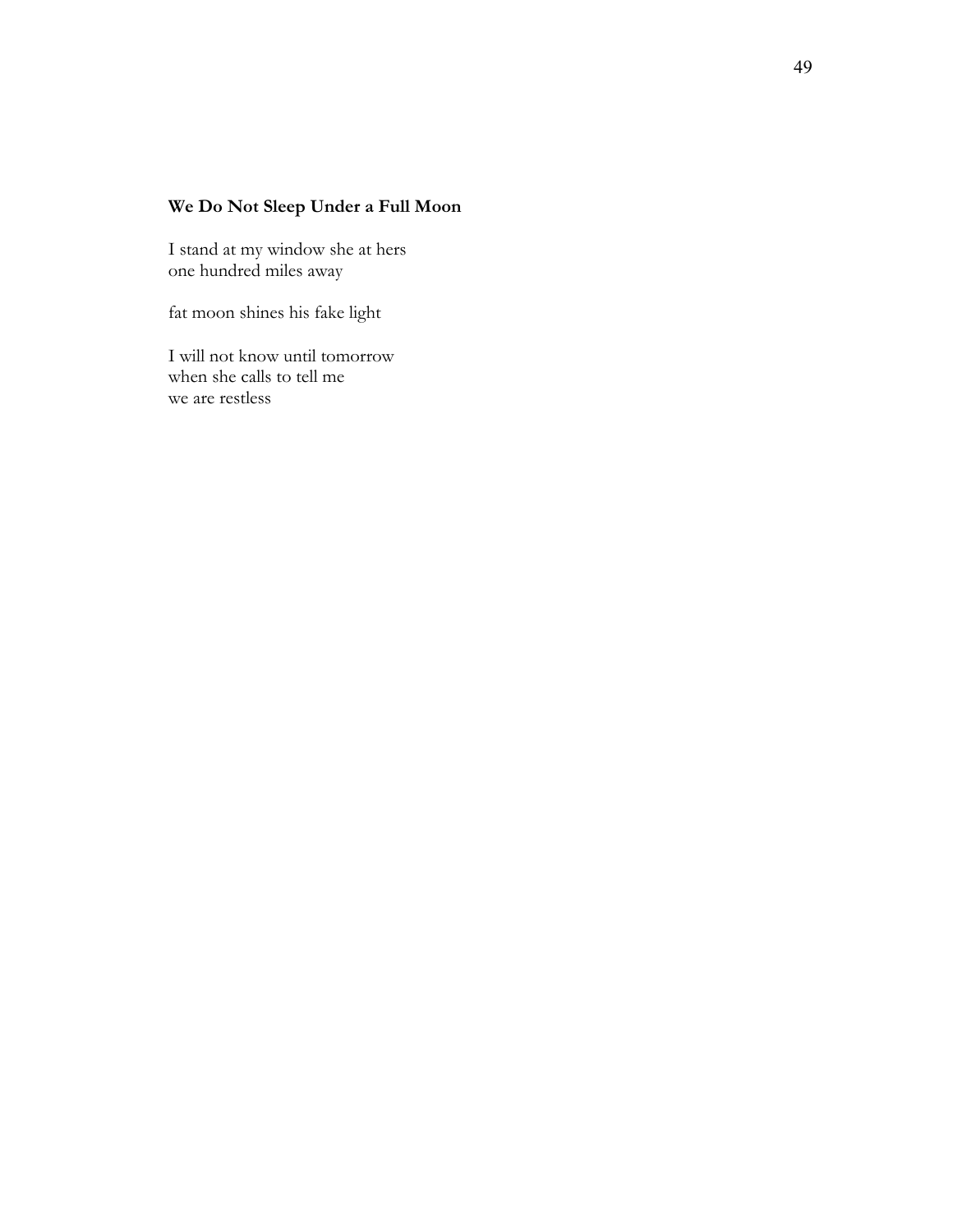### We Do Not Sleep Under a Full Moon

I stand at my window she at hers
one hundred miles away

fat moon shines his fake light

I will not know until tomorrow
when she calls to tell me
we are restless